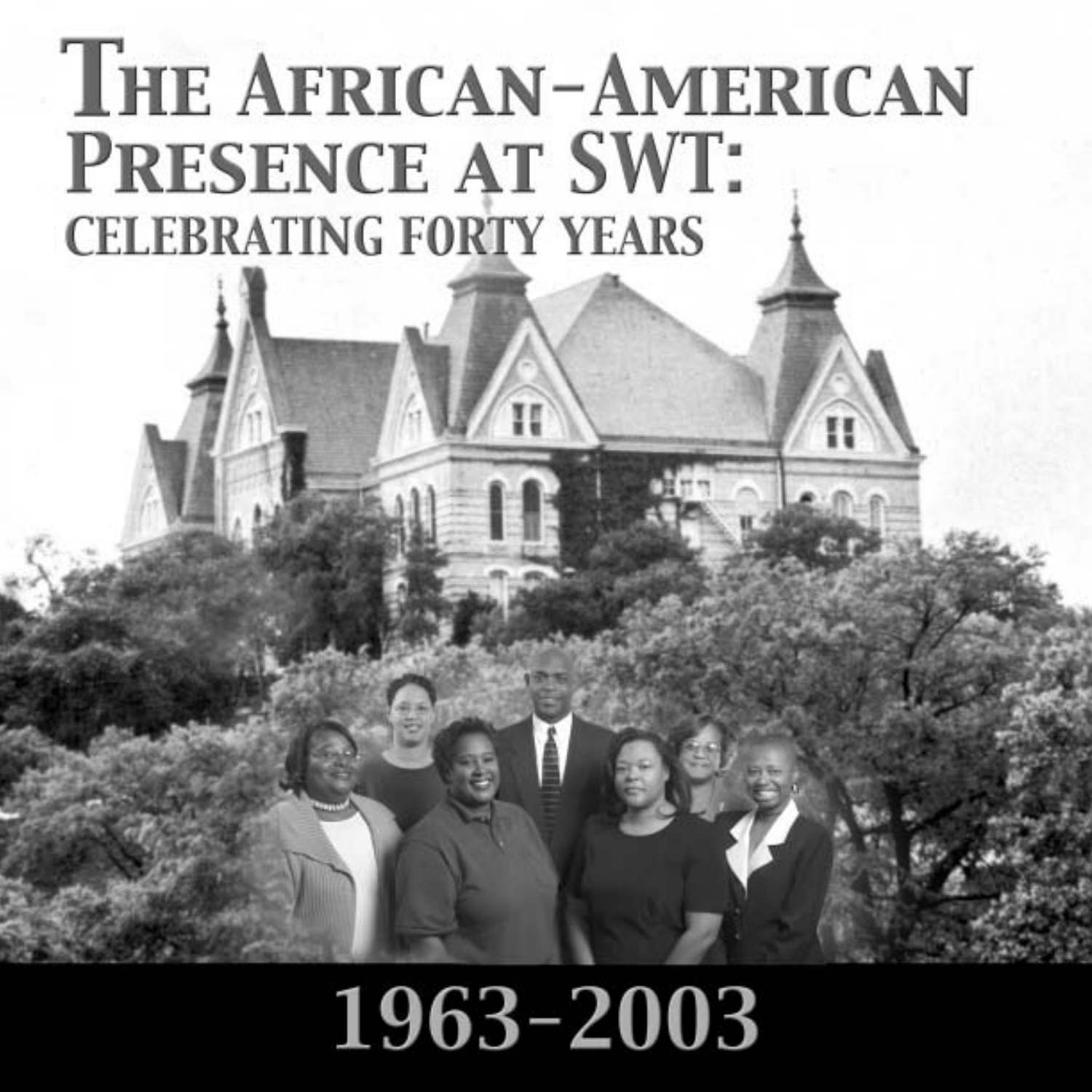# The African-American Presence at SWT:

## Celebrating Forty Years

## 1963-2003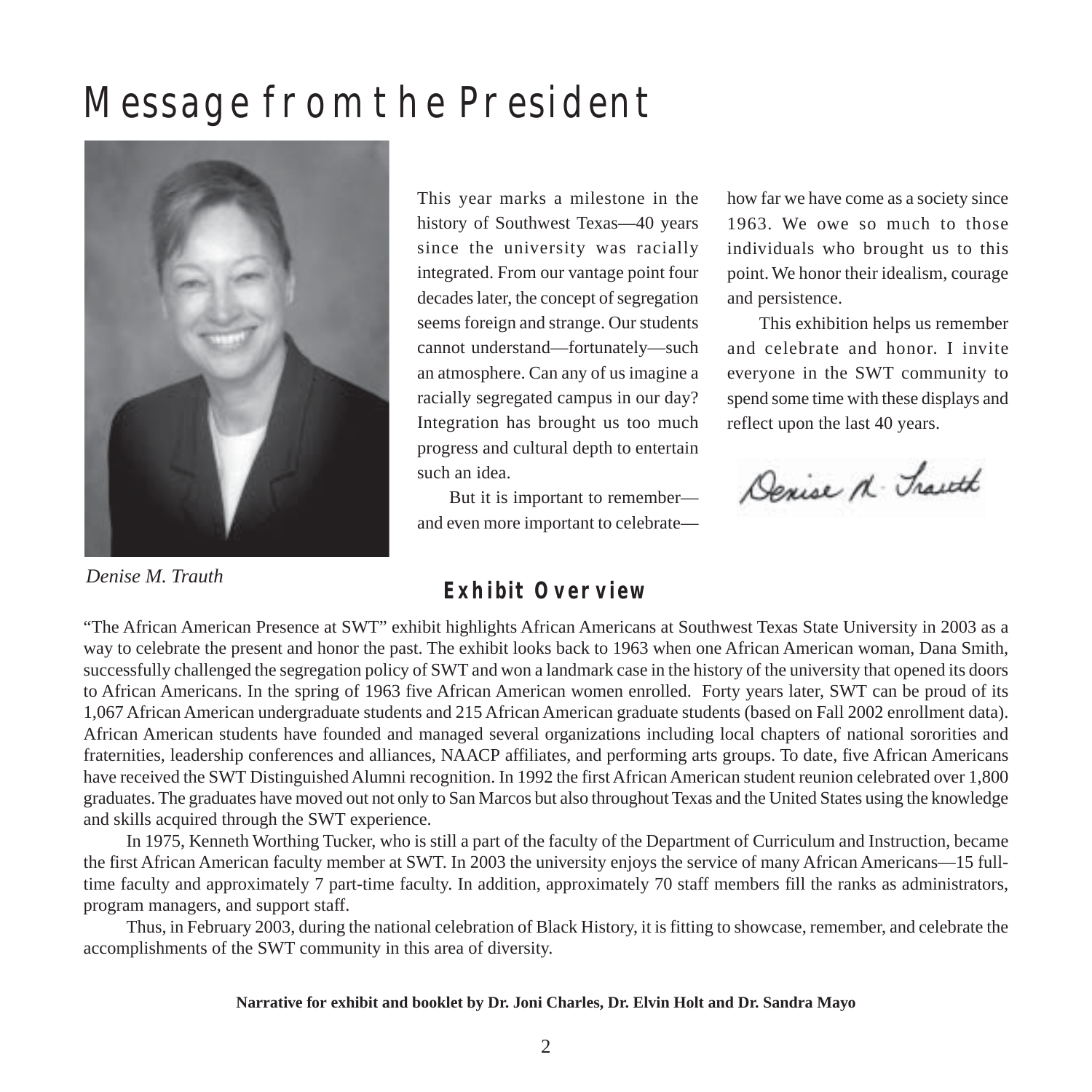# Message from the President

*Denise M. Trauth*

This year marks a milestone in the history of Southwest Texas—40 years since the university was racially integrated. From our vantage point four decades later, the concept of segregation seems foreign and strange. Our students cannot understand—fortunately—such an atmosphere. Can any of us imagine a racially segregated campus in our day? Integration has brought us too much progress and cultural depth to entertain such an idea.

But it is important to remember—and even more important to celebrate—how far we have come as a society since 1963. We owe so much to those individuals who brought us to this point. We honor their idealism, courage and persistence.

This exhibition helps us remember and celebrate and honor. I invite everyone in the SWT community to spend some time with these displays and reflect upon the last 40 years.

Denise M. Trauth

## Exhibit Overview

"The African American Presence at SWT" exhibit highlights African Americans at Southwest Texas State University in 2003 as a way to celebrate the present and honor the past. The exhibit looks back to 1963 when one African American woman, Dana Smith, successfully challenged the segregation policy of SWT and won a landmark case in the history of the university that opened its doors to African Americans. In the spring of 1963 five African American women enrolled. Forty years later, SWT can be proud of its 1,067 African American undergraduate students and 215 African American graduate students (based on Fall 2002 enrollment data). African American students have founded and managed several organizations including local chapters of national sororities and fraternities, leadership conferences and alliances, NAACP affiliates, and performing arts groups. To date, five African Americans have received the SWT Distinguished Alumni recognition. In 1992 the first African American student reunion celebrated over 1,800 graduates. The graduates have moved out not only to San Marcos but also throughout Texas and the United States using the knowledge and skills acquired through the SWT experience.

In 1975, Kenneth Worthing Tucker, who is still a part of the faculty of the Department of Curriculum and Instruction, became the first African American faculty member at SWT. In 2003 the university enjoys the service of many African Americans—15 full-time faculty and approximately 7 part-time faculty. In addition, approximately 70 staff members fill the ranks as administrators, program managers, and support staff.

Thus, in February 2003, during the national celebration of Black History, it is fitting to showcase, remember, and celebrate the accomplishments of the SWT community in this area of diversity.

**Narrative for exhibit and booklet by Dr. Joni Charles, Dr. Elvin Holt and Dr. Sandra Mayo**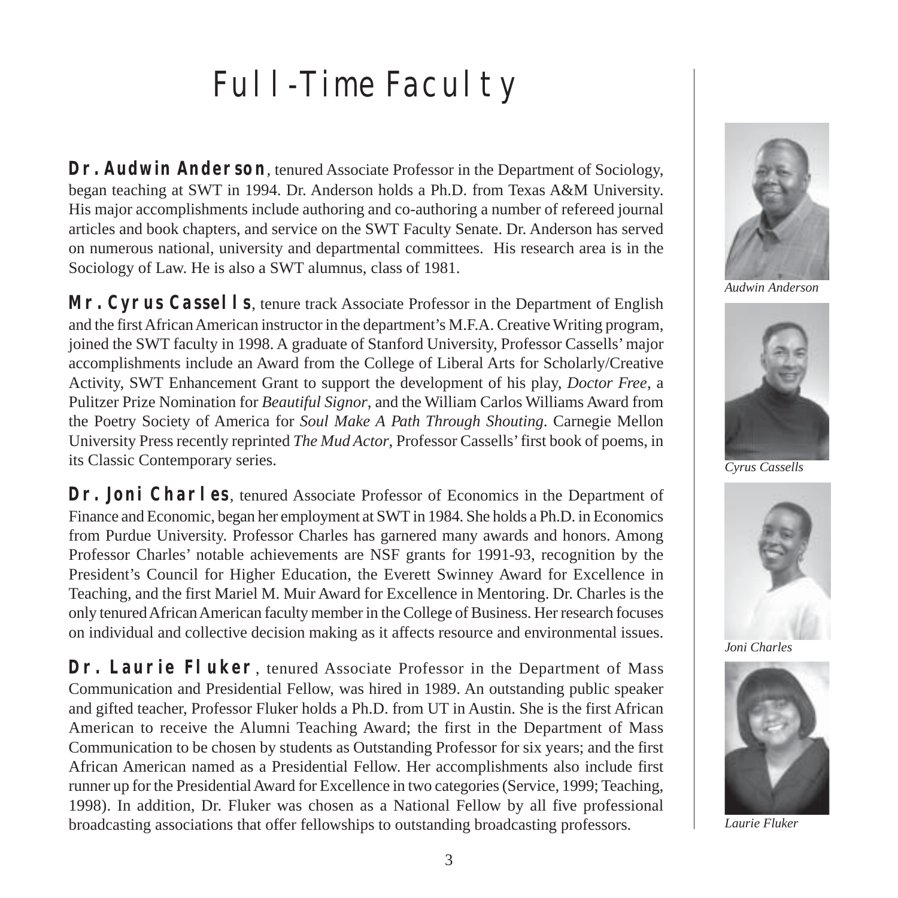# Full-Time Faculty

**Dr. Audwin Anderson**, tenured Associate Professor in the Department of Sociology, began teaching at SWT in 1994. Dr. Anderson holds a Ph.D. from Texas A&M University. His major accomplishments include authoring and co-authoring a number of refereed journal articles and book chapters, and service on the SWT Faculty Senate. Dr. Anderson has served on numerous national, university and departmental committees. His research area is in the Sociology of Law. He is also a SWT alumnus, class of 1981.

**Mr. Cyrus Cassells**, tenure track Associate Professor in the Department of English and the first African American instructor in the department's M.F.A. Creative Writing program, joined the SWT faculty in 1998. A graduate of Stanford University, Professor Cassells' major accomplishments include an Award from the College of Liberal Arts for Scholarly/Creative Activity, SWT Enhancement Grant to support the development of his play, *Doctor Free*, a Pulitzer Prize Nomination for *Beautiful Signor*, and the William Carlos Williams Award from the Poetry Society of America for *Soul Make A Path Through Shouting*. Carnegie Mellon University Press recently reprinted *The Mud Actor*, Professor Cassells' first book of poems, in its Classic Contemporary series.

**Dr. Joni Charles**, tenured Associate Professor of Economics in the Department of Finance and Economic, began her employment at SWT in 1984. She holds a Ph.D. in Economics from Purdue University. Professor Charles has garnered many awards and honors. Among Professor Charles' notable achievements are NSF grants for 1991-93, recognition by the President's Council for Higher Education, the Everett Swinney Award for Excellence in Teaching, and the first Mariel M. Muir Award for Excellence in Mentoring. Dr. Charles is the only tenured African American faculty member in the College of Business. Her research focuses on individual and collective decision making as it affects resource and environmental issues.

**Dr. Laurie Fluker**, tenured Associate Professor in the Department of Mass Communication and Presidential Fellow, was hired in 1989. An outstanding public speaker and gifted teacher, Professor Fluker holds a Ph.D. from UT in Austin. She is the first African American to receive the Alumni Teaching Award; the first in the Department of Mass Communication to be chosen by students as Outstanding Professor for six years; and the first African American named as a Presidential Fellow. Her accomplishments also include first runner up for the Presidential Award for Excellence in two categories (Service, 1999; Teaching, 1998). In addition, Dr. Fluker was chosen as a National Fellow by all five professional broadcasting associations that offer fellowships to outstanding broadcasting professors.

*Audwin Anderson*

*Cyrus Cassells*

*Joni Charles*

*Laurie Fluker*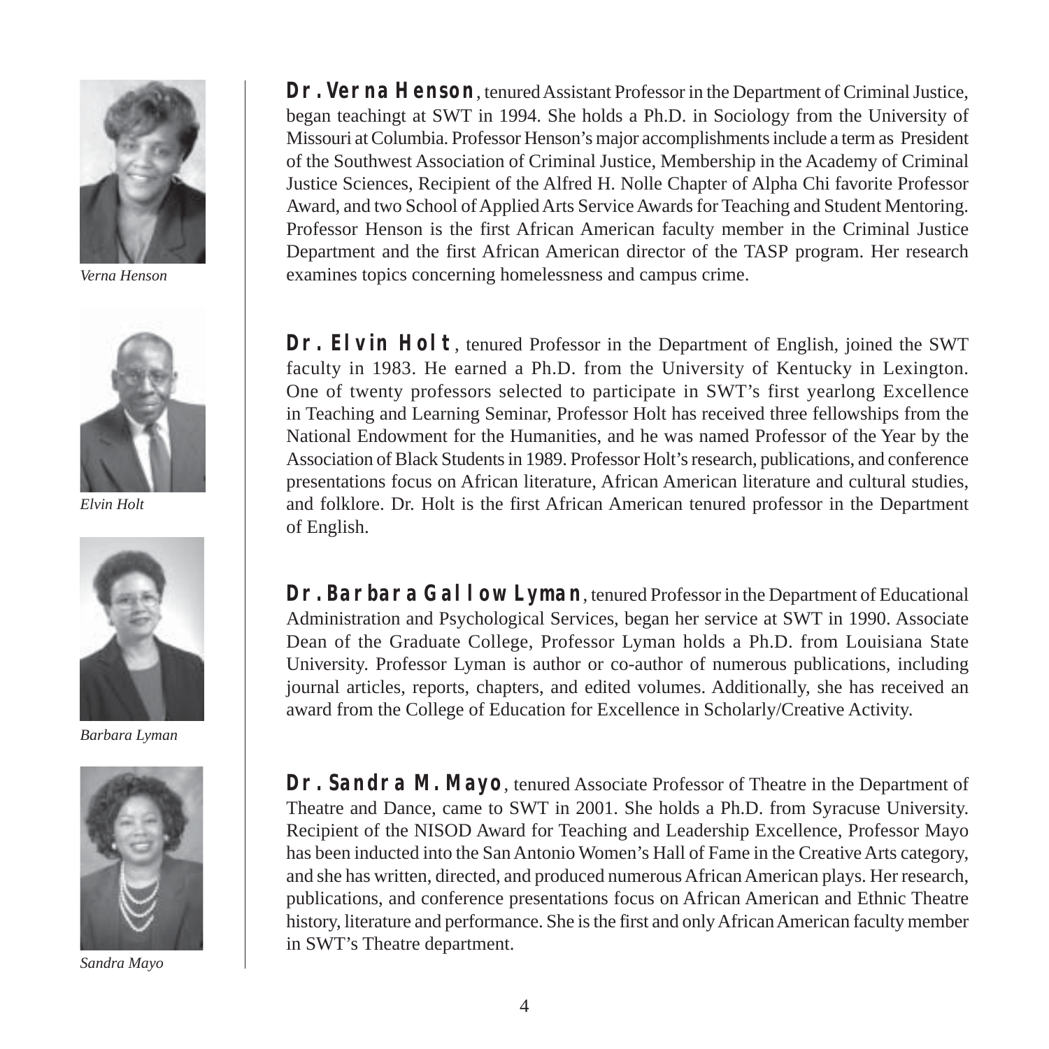**Dr. Verna Henson**, tenured Assistant Professor in the Department of Criminal Justice, began teachingt at SWT in 1994. She holds a Ph.D. in Sociology from the University of Missouri at Columbia. Professor Henson's major accomplishments include a term as President of the Southwest Association of Criminal Justice, Membership in the Academy of Criminal Justice Sciences, Recipient of the Alfred H. Nolle Chapter of Alpha Chi favorite Professor Award, and two School of Applied Arts Service Awards for Teaching and Student Mentoring. Professor Henson is the first African American faculty member in the Criminal Justice Department and the first African American director of the TASP program. Her research examines topics concerning homelessness and campus crime.

*Verna Henson*

**Dr. Elvin Holt**, tenured Professor in the Department of English, joined the SWT faculty in 1983. He earned a Ph.D. from the University of Kentucky in Lexington. One of twenty professors selected to participate in SWT's first yearlong Excellence in Teaching and Learning Seminar, Professor Holt has received three fellowships from the National Endowment for the Humanities, and he was named Professor of the Year by the Association of Black Students in 1989. Professor Holt's research, publications, and conference presentations focus on African literature, African American literature and cultural studies, and folklore. Dr. Holt is the first African American tenured professor in the Department of English.

*Elvin Holt*

**Dr. Barbara Gallow Lyman**, tenured Professor in the Department of Educational Administration and Psychological Services, began her service at SWT in 1990. Associate Dean of the Graduate College, Professor Lyman holds a Ph.D. from Louisiana State University. Professor Lyman is author or co-author of numerous publications, including journal articles, reports, chapters, and edited volumes. Additionally, she has received an award from the College of Education for Excellence in Scholarly/Creative Activity.

*Barbara Lyman*

**Dr. Sandra M. Mayo**, tenured Associate Professor of Theatre in the Department of Theatre and Dance, came to SWT in 2001. She holds a Ph.D. from Syracuse University. Recipient of the NISOD Award for Teaching and Leadership Excellence, Professor Mayo has been inducted into the San Antonio Women's Hall of Fame in the Creative Arts category, and she has written, directed, and produced numerous African American plays. Her research, publications, and conference presentations focus on African American and Ethnic Theatre history, literature and performance. She is the first and only African American faculty member in SWT's Theatre department.

*Sandra Mayo*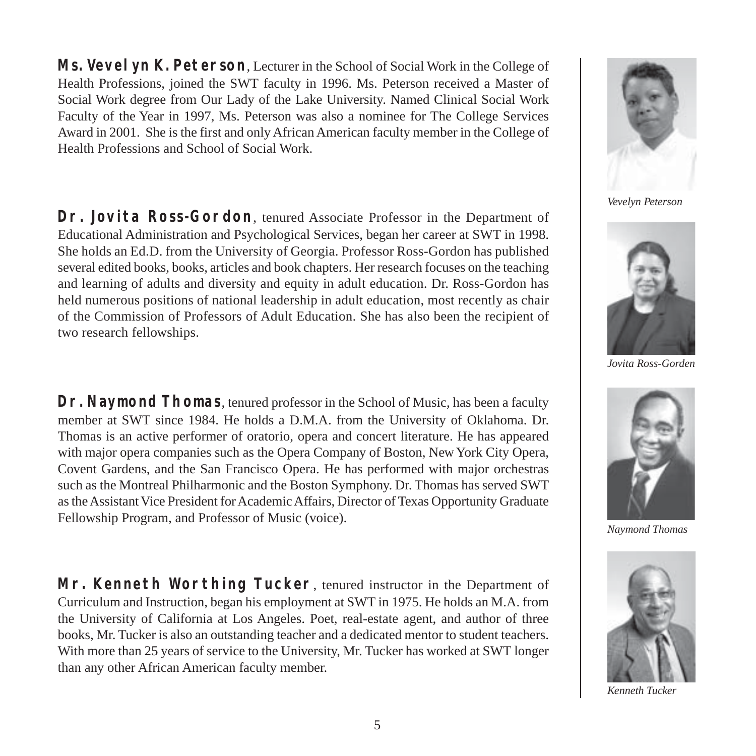**Ms. Vevelyn K. Peterson**, Lecturer in the School of Social Work in the College of Health Professions, joined the SWT faculty in 1996. Ms. Peterson received a Master of Social Work degree from Our Lady of the Lake University. Named Clinical Social Work Faculty of the Year in 1997, Ms. Peterson was also a nominee for The College Services Award in 2001. She is the first and only African American faculty member in the College of Health Professions and School of Social Work.

*Vevelyn Peterson*

**Dr. Jovita Ross-Gordon**, tenured Associate Professor in the Department of Educational Administration and Psychological Services, began her career at SWT in 1998. She holds an Ed.D. from the University of Georgia. Professor Ross-Gordon has published several edited books, books, articles and book chapters. Her research focuses on the teaching and learning of adults and diversity and equity in adult education. Dr. Ross-Gordon has held numerous positions of national leadership in adult education, most recently as chair of the Commission of Professors of Adult Education. She has also been the recipient of two research fellowships.

*Jovita Ross-Gorden*

**Dr. Naymond Thomas**, tenured professor in the School of Music, has been a faculty member at SWT since 1984. He holds a D.M.A. from the University of Oklahoma. Dr. Thomas is an active performer of oratorio, opera and concert literature. He has appeared with major opera companies such as the Opera Company of Boston, New York City Opera, Covent Gardens, and the San Francisco Opera. He has performed with major orchestras such as the Montreal Philharmonic and the Boston Symphony. Dr. Thomas has served SWT as the Assistant Vice President for Academic Affairs, Director of Texas Opportunity Graduate Fellowship Program, and Professor of Music (voice).

*Naymond Thomas*

**Mr. Kenneth Worthing Tucker**, tenured instructor in the Department of Curriculum and Instruction, began his employment at SWT in 1975. He holds an M.A. from the University of California at Los Angeles. Poet, real-estate agent, and author of three books, Mr. Tucker is also an outstanding teacher and a dedicated mentor to student teachers. With more than 25 years of service to the University, Mr. Tucker has worked at SWT longer than any other African American faculty member.

*Kenneth Tucker*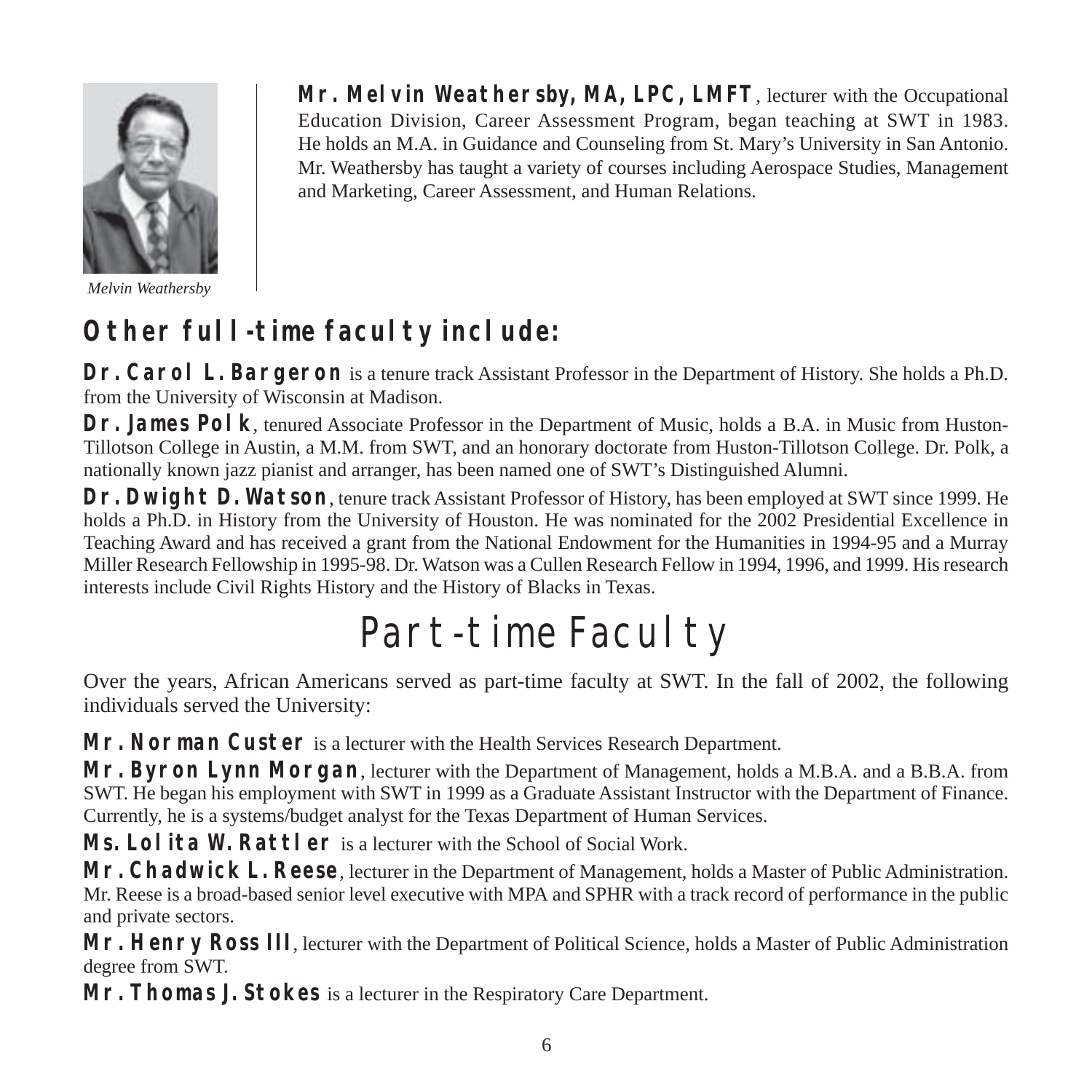**Mr. Melvin Weathersby, MA, LPC, LMFT**, lecturer with the Occupational Education Division, Career Assessment Program, began teaching at SWT in 1983. He holds an M.A. in Guidance and Counseling from St. Mary's University in San Antonio. Mr. Weathersby has taught a variety of courses including Aerospace Studies, Management and Marketing, Career Assessment, and Human Relations.

*Melvin Weathersby*

## Other full-time faculty include:

**Dr. Carol L. Bargeron** is a tenure track Assistant Professor in the Department of History. She holds a Ph.D. from the University of Wisconsin at Madison.

**Dr. James Polk**, tenured Associate Professor in the Department of Music, holds a B.A. in Music from Huston-Tillotson College in Austin, a M.M. from SWT, and an honorary doctorate from Huston-Tillotson College. Dr. Polk, a nationally known jazz pianist and arranger, has been named one of SWT's Distinguished Alumni.

**Dr. Dwight D. Watson**, tenure track Assistant Professor of History, has been employed at SWT since 1999. He holds a Ph.D. in History from the University of Houston. He was nominated for the 2002 Presidential Excellence in Teaching Award and has received a grant from the National Endowment for the Humanities in 1994-95 and a Murray Miller Research Fellowship in 1995-98. Dr. Watson was a Cullen Research Fellow in 1994, 1996, and 1999. His research interests include Civil Rights History and the History of Blacks in Texas.

# Part-time Faculty

Over the years, African Americans served as part-time faculty at SWT. In the fall of 2002, the following individuals served the University:

**Mr. Norman Custer** is a lecturer with the Health Services Research Department.

**Mr. Byron Lynn Morgan**, lecturer with the Department of Management, holds a M.B.A. and a B.B.A. from SWT. He began his employment with SWT in 1999 as a Graduate Assistant Instructor with the Department of Finance. Currently, he is a systems/budget analyst for the Texas Department of Human Services.

**Ms. Lolita W. Rattler** is a lecturer with the School of Social Work.

**Mr. Chadwick L. Reese**, lecturer in the Department of Management, holds a Master of Public Administration. Mr. Reese is a broad-based senior level executive with MPA and SPHR with a track record of performance in the public and private sectors.

**Mr. Henry Ross III**, lecturer with the Department of Political Science, holds a Master of Public Administration degree from SWT.

**Mr. Thomas J. Stokes** is a lecturer in the Respiratory Care Department.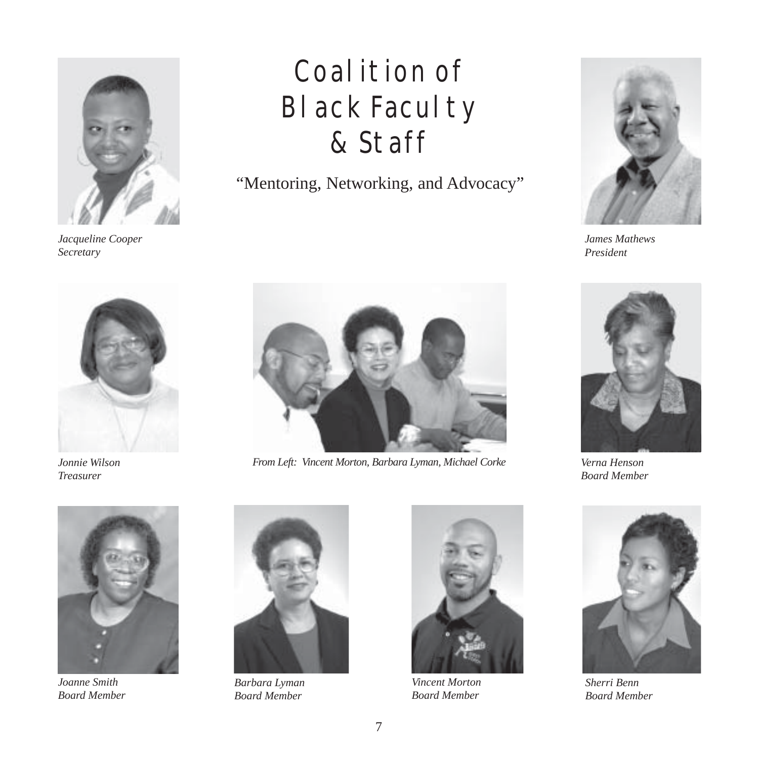# Coalition of Black Faculty & Staff

"Mentoring, Networking, and Advocacy"

*Jacqueline Cooper*
*Secretary*

*James Mathews*
*President*

*Jonnie Wilson*
*Treasurer*

*From Left: Vincent Morton, Barbara Lyman, Michael Corke*

*Verna Henson*
*Board Member*

*Joanne Smith*
*Board Member*

*Barbara Lyman*
*Board Member*

*Vincent Morton*
*Board Member*

*Sherri Benn*
*Board Member*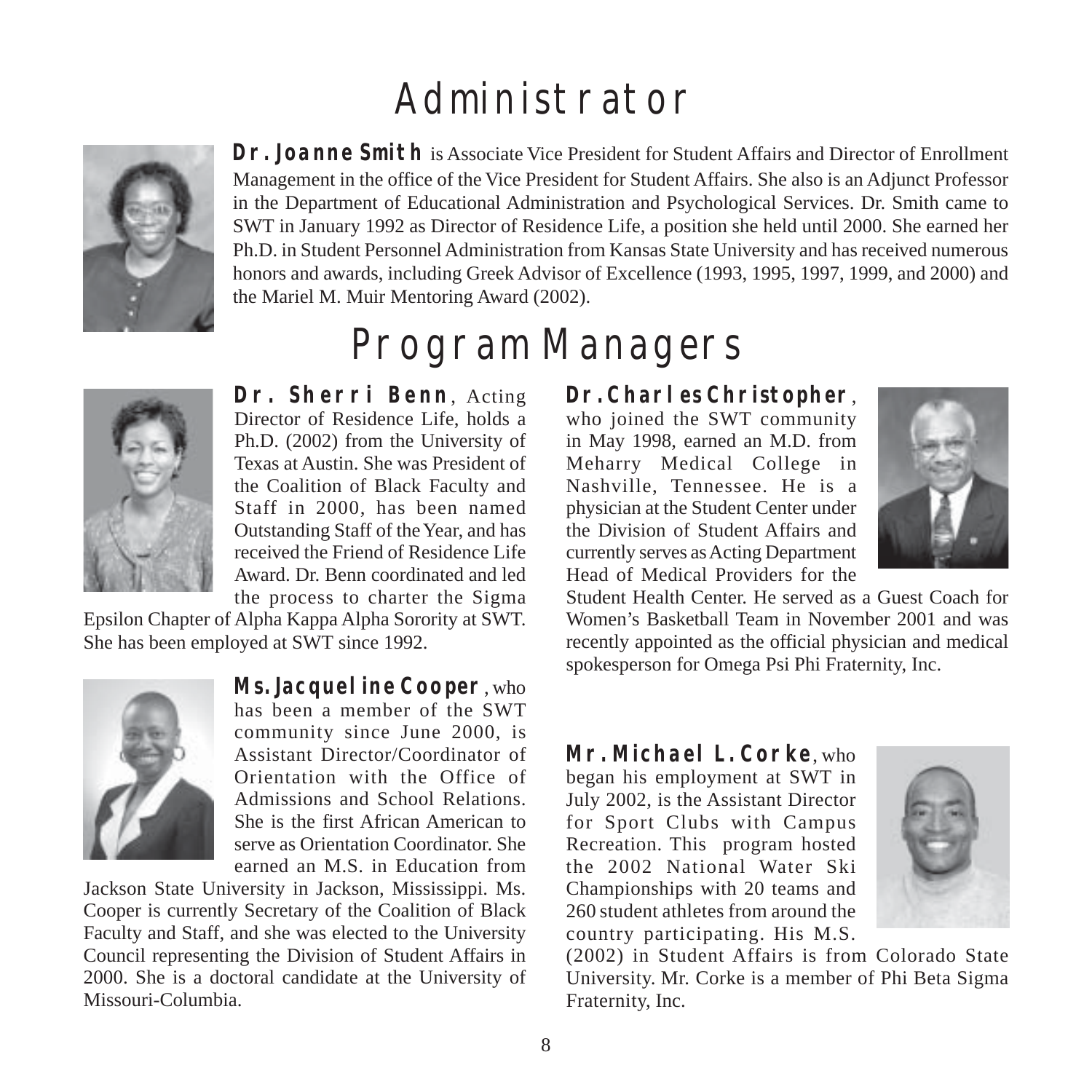# Administrator

**Dr. Joanne Smith** is Associate Vice President for Student Affairs and Director of Enrollment Management in the office of the Vice President for Student Affairs. She also is an Adjunct Professor in the Department of Educational Administration and Psychological Services. Dr. Smith came to SWT in January 1992 as Director of Residence Life, a position she held until 2000. She earned her Ph.D. in Student Personnel Administration from Kansas State University and has received numerous honors and awards, including Greek Advisor of Excellence (1993, 1995, 1997, 1999, and 2000) and the Mariel M. Muir Mentoring Award (2002).

# Program Managers

**Dr. Sherri Benn**, Acting Director of Residence Life, holds a Ph.D. (2002) from the University of Texas at Austin. She was President of the Coalition of Black Faculty and Staff in 2000, has been named Outstanding Staff of the Year, and has received the Friend of Residence Life Award. Dr. Benn coordinated and led the process to charter the Sigma Epsilon Chapter of Alpha Kappa Alpha Sorority at SWT. She has been employed at SWT since 1992.

**Ms. Jacqueline Cooper**, who has been a member of the SWT community since June 2000, is Assistant Director/Coordinator of Orientation with the Office of Admissions and School Relations. She is the first African American to serve as Orientation Coordinator. She earned an M.S. in Education from Jackson State University in Jackson, Mississippi. Ms. Cooper is currently Secretary of the Coalition of Black Faculty and Staff, and she was elected to the University Council representing the Division of Student Affairs in 2000. She is a doctoral candidate at the University of Missouri-Columbia.

**Dr. Charles Christopher**, who joined the SWT community in May 1998, earned an M.D. from Meharry Medical College in Nashville, Tennessee. He is a physician at the Student Center under the Division of Student Affairs and currently serves as Acting Department Head of Medical Providers for the Student Health Center. He served as a Guest Coach for Women's Basketball Team in November 2001 and was recently appointed as the official physician and medical spokesperson for Omega Psi Phi Fraternity, Inc.

**Mr. Michael L. Corke**, who began his employment at SWT in July 2002, is the Assistant Director for Sport Clubs with Campus Recreation. This program hosted the 2002 National Water Ski Championships with 20 teams and 260 student athletes from around the country participating. His M.S. (2002) in Student Affairs is from Colorado State University. Mr. Corke is a member of Phi Beta Sigma Fraternity, Inc.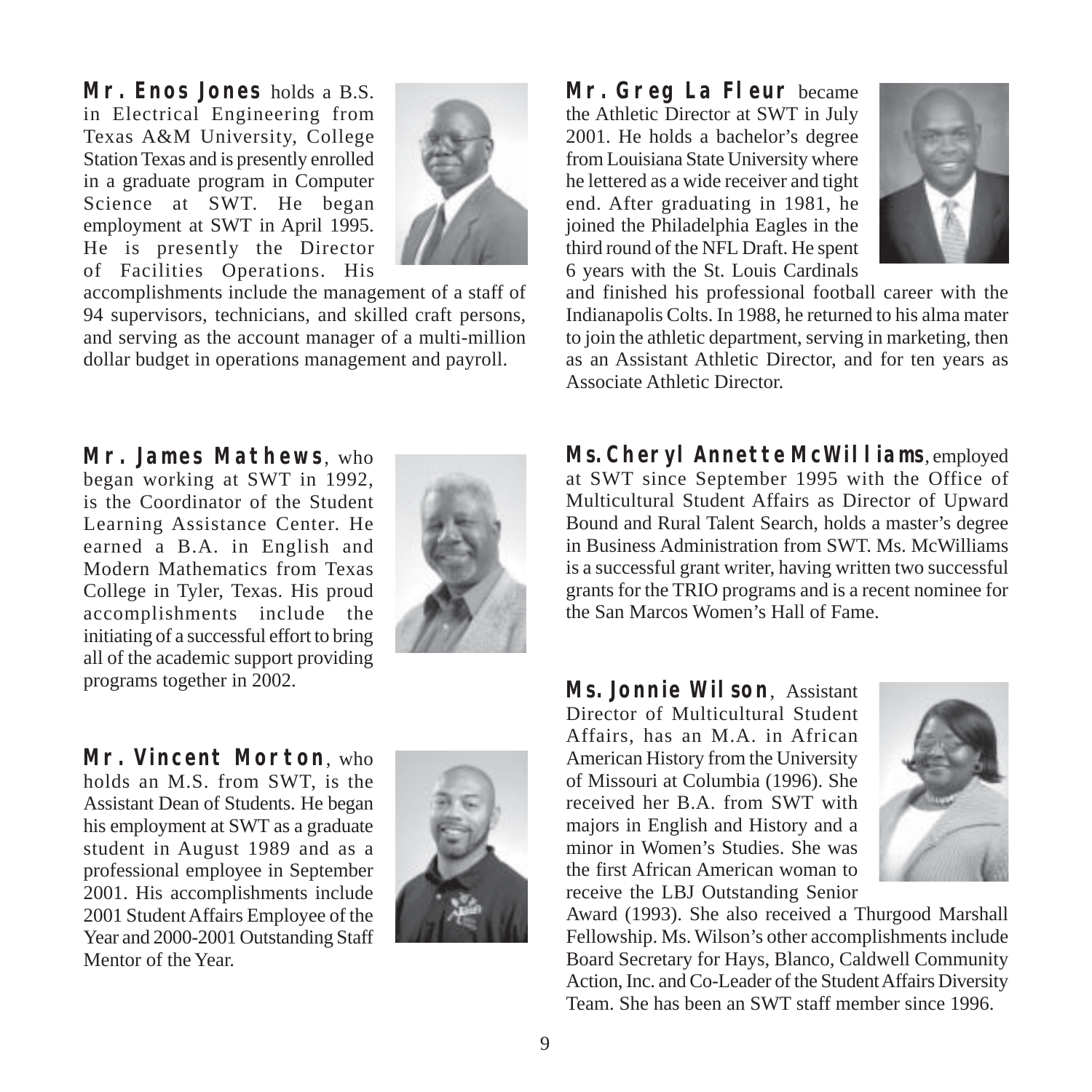**Mr. Enos Jones** holds a B.S. in Electrical Engineering from Texas A&M University, College Station Texas and is presently enrolled in a graduate program in Computer Science at SWT. He began employment at SWT in April 1995. He is presently the Director of Facilities Operations. His accomplishments include the management of a staff of 94 supervisors, technicians, and skilled craft persons, and serving as the account manager of a multi-million dollar budget in operations management and payroll.

**Mr. Greg La Fleur** became the Athletic Director at SWT in July 2001. He holds a bachelor's degree from Louisiana State University where he lettered as a wide receiver and tight end. After graduating in 1981, he joined the Philadelphia Eagles in the third round of the NFL Draft. He spent 6 years with the St. Louis Cardinals and finished his professional football career with the Indianapolis Colts. In 1988, he returned to his alma mater to join the athletic department, serving in marketing, then as an Assistant Athletic Director, and for ten years as Associate Athletic Director.

**Mr. James Mathews**, who began working at SWT in 1992, is the Coordinator of the Student Learning Assistance Center. He earned a B.A. in English and Modern Mathematics from Texas College in Tyler, Texas. His proud accomplishments include the initiating of a successful effort to bring all of the academic support providing programs together in 2002.

**Ms. Cheryl Annette McWilliams**, employed at SWT since September 1995 with the Office of Multicultural Student Affairs as Director of Upward Bound and Rural Talent Search, holds a master's degree in Business Administration from SWT. Ms. McWilliams is a successful grant writer, having written two successful grants for the TRIO programs and is a recent nominee for the San Marcos Women's Hall of Fame.

**Mr. Vincent Morton**, who holds an M.S. from SWT, is the Assistant Dean of Students. He began his employment at SWT as a graduate student in August 1989 and as a professional employee in September 2001. His accomplishments include 2001 Student Affairs Employee of the Year and 2000-2001 Outstanding Staff Mentor of the Year.

**Ms. Jonnie Wilson**, Assistant Director of Multicultural Student Affairs, has an M.A. in African American History from the University of Missouri at Columbia (1996). She received her B.A. from SWT with majors in English and History and a minor in Women's Studies. She was the first African American woman to receive the LBJ Outstanding Senior Award (1993). She also received a Thurgood Marshall Fellowship. Ms. Wilson's other accomplishments include Board Secretary for Hays, Blanco, Caldwell Community Action, Inc. and Co-Leader of the Student Affairs Diversity Team. She has been an SWT staff member since 1996.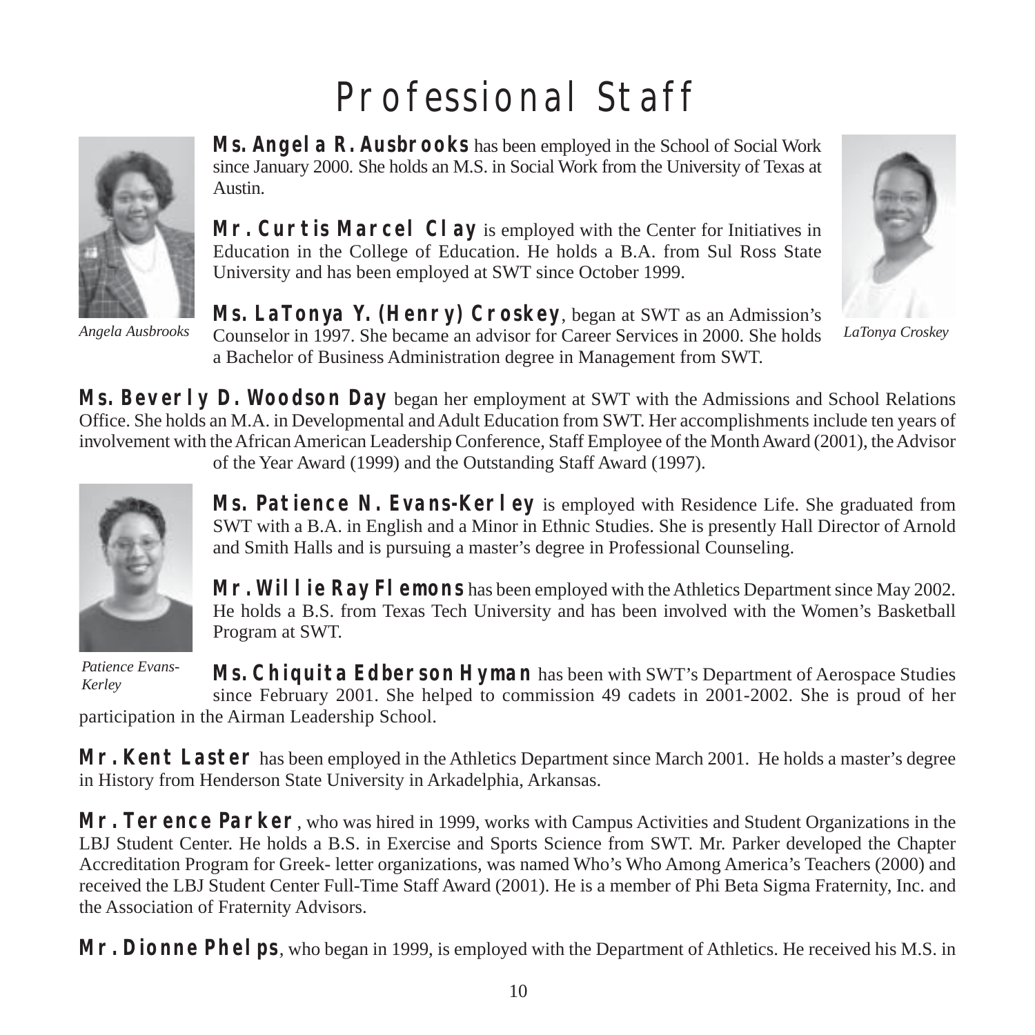# Professional Staff

*Angela Ausbrooks*

*LaTonya Croskey*

**Ms. Angela R. Ausbrooks** has been employed in the School of Social Work since January 2000. She holds an M.S. in Social Work from the University of Texas at Austin.

**Mr. Curtis Marcel Clay** is employed with the Center for Initiatives in Education in the College of Education. He holds a B.A. from Sul Ross State University and has been employed at SWT since October 1999.

**Ms. LaTonya Y. (Henry) Croskey**, began at SWT as an Admission's Counselor in 1997. She became an advisor for Career Services in 2000. She holds a Bachelor of Business Administration degree in Management from SWT.

**Ms. Beverly D. Woodson Day** began her employment at SWT with the Admissions and School Relations Office. She holds an M.A. in Developmental and Adult Education from SWT. Her accomplishments include ten years of involvement with the African American Leadership Conference, Staff Employee of the Month Award (2001), the Advisor of the Year Award (1999) and the Outstanding Staff Award (1997).

*Patience Evans-Kerley*

**Ms. Patience N. Evans-Kerley** is employed with Residence Life. She graduated from SWT with a B.A. in English and a Minor in Ethnic Studies. She is presently Hall Director of Arnold and Smith Halls and is pursuing a master's degree in Professional Counseling.

**Mr. Willie Ray Flemons** has been employed with the Athletics Department since May 2002. He holds a B.S. from Texas Tech University and has been involved with the Women's Basketball Program at SWT.

**Ms. Chiquita Edberson Hyman** has been with SWT's Department of Aerospace Studies since February 2001. She helped to commission 49 cadets in 2001-2002. She is proud of her participation in the Airman Leadership School.

**Mr. Kent Laster** has been employed in the Athletics Department since March 2001. He holds a master's degree in History from Henderson State University in Arkadelphia, Arkansas.

**Mr. Terence Parker**, who was hired in 1999, works with Campus Activities and Student Organizations in the LBJ Student Center. He holds a B.S. in Exercise and Sports Science from SWT. Mr. Parker developed the Chapter Accreditation Program for Greek- letter organizations, was named Who's Who Among America's Teachers (2000) and received the LBJ Student Center Full-Time Staff Award (2001). He is a member of Phi Beta Sigma Fraternity, Inc. and the Association of Fraternity Advisors.

**Mr. Dionne Phelps**, who began in 1999, is employed with the Department of Athletics. He received his M.S. in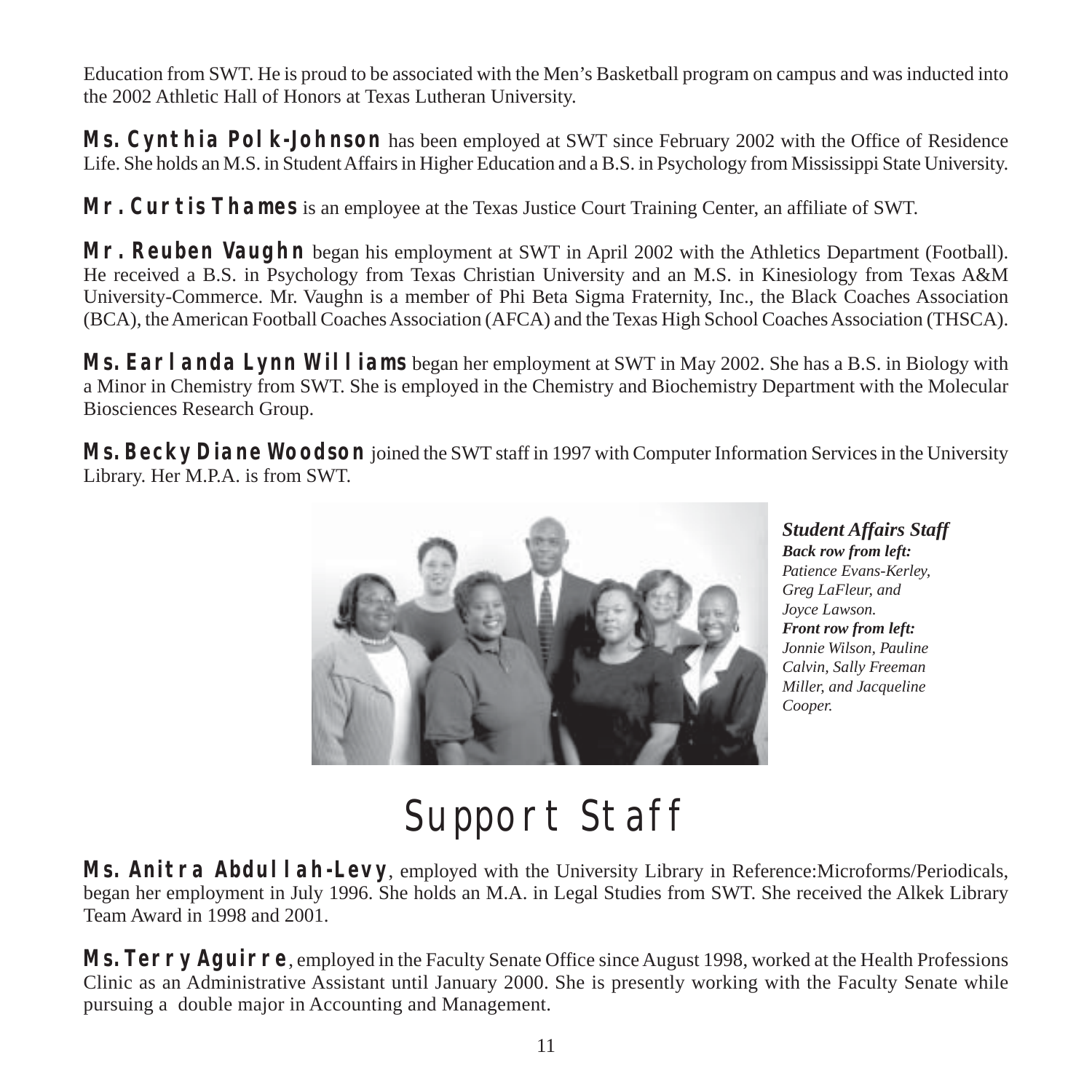Education from SWT. He is proud to be associated with the Men's Basketball program on campus and was inducted into the 2002 Athletic Hall of Honors at Texas Lutheran University.

**Ms. Cynthia Polk-Johnson** has been employed at SWT since February 2002 with the Office of Residence Life. She holds an M.S. in Student Affairs in Higher Education and a B.S. in Psychology from Mississippi State University.

**Mr. Curtis Thames** is an employee at the Texas Justice Court Training Center, an affiliate of SWT.

**Mr. Reuben Vaughn** began his employment at SWT in April 2002 with the Athletics Department (Football). He received a B.S. in Psychology from Texas Christian University and an M.S. in Kinesiology from Texas A&M University-Commerce. Mr. Vaughn is a member of Phi Beta Sigma Fraternity, Inc., the Black Coaches Association (BCA), the American Football Coaches Association (AFCA) and the Texas High School Coaches Association (THSCA).

**Ms. Earlanda Lynn Williams** began her employment at SWT in May 2002. She has a B.S. in Biology with a Minor in Chemistry from SWT. She is employed in the Chemistry and Biochemistry Department with the Molecular Biosciences Research Group.

**Ms. Becky Diane Woodson** joined the SWT staff in 1997 with Computer Information Services in the University Library. Her M.P.A. is from SWT.

***Student Affairs Staff***
***Back row from left:***
*Patience Evans-Kerley, Greg LaFleur, and Joyce Lawson.*
***Front row from left:***
*Jonnie Wilson, Pauline Calvin, Sally Freeman Miller, and Jacqueline Cooper.*

# Support Staff

**Ms. Anitra Abdullah-Levy**, employed with the University Library in Reference:Microforms/Periodicals, began her employment in July 1996. She holds an M.A. in Legal Studies from SWT. She received the Alkek Library Team Award in 1998 and 2001.

**Ms. Terry Aguirre**, employed in the Faculty Senate Office since August 1998, worked at the Health Professions Clinic as an Administrative Assistant until January 2000. She is presently working with the Faculty Senate while pursuing a double major in Accounting and Management.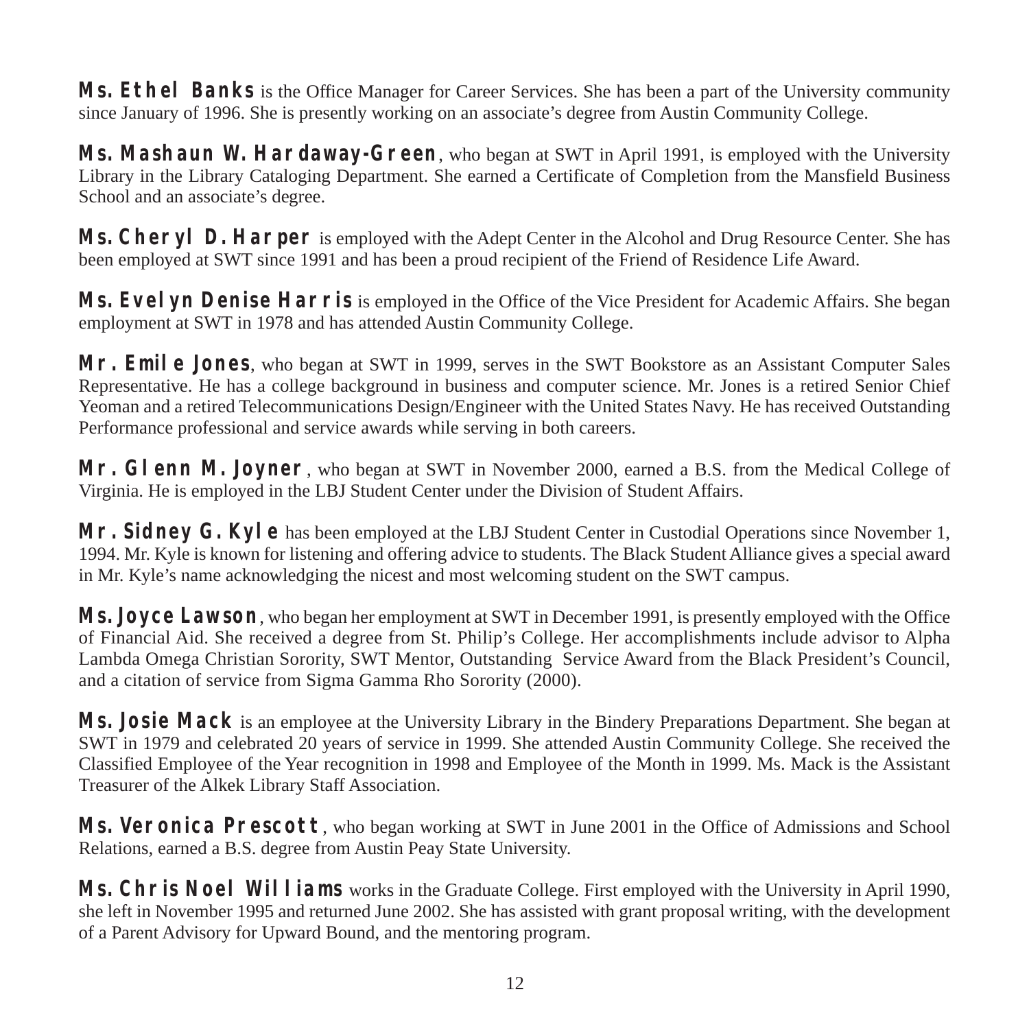**Ms. Ethel Banks** is the Office Manager for Career Services. She has been a part of the University community since January of 1996. She is presently working on an associate's degree from Austin Community College.

**Ms. Mashaun W. Hardaway-Green**, who began at SWT in April 1991, is employed with the University Library in the Library Cataloging Department. She earned a Certificate of Completion from the Mansfield Business School and an associate's degree.

**Ms. Cheryl D. Harper** is employed with the Adept Center in the Alcohol and Drug Resource Center. She has been employed at SWT since 1991 and has been a proud recipient of the Friend of Residence Life Award.

**Ms. Evelyn Denise Harris** is employed in the Office of the Vice President for Academic Affairs. She began employment at SWT in 1978 and has attended Austin Community College.

**Mr. Emile Jones**, who began at SWT in 1999, serves in the SWT Bookstore as an Assistant Computer Sales Representative. He has a college background in business and computer science. Mr. Jones is a retired Senior Chief Yeoman and a retired Telecommunications Design/Engineer with the United States Navy. He has received Outstanding Performance professional and service awards while serving in both careers.

**Mr. Glenn M. Joyner**, who began at SWT in November 2000, earned a B.S. from the Medical College of Virginia. He is employed in the LBJ Student Center under the Division of Student Affairs.

**Mr. Sidney G. Kyle** has been employed at the LBJ Student Center in Custodial Operations since November 1, 1994. Mr. Kyle is known for listening and offering advice to students. The Black Student Alliance gives a special award in Mr. Kyle's name acknowledging the nicest and most welcoming student on the SWT campus.

**Ms. Joyce Lawson**, who began her employment at SWT in December 1991, is presently employed with the Office of Financial Aid. She received a degree from St. Philip's College. Her accomplishments include advisor to Alpha Lambda Omega Christian Sorority, SWT Mentor, Outstanding Service Award from the Black President's Council, and a citation of service from Sigma Gamma Rho Sorority (2000).

**Ms. Josie Mack** is an employee at the University Library in the Bindery Preparations Department. She began at SWT in 1979 and celebrated 20 years of service in 1999. She attended Austin Community College. She received the Classified Employee of the Year recognition in 1998 and Employee of the Month in 1999. Ms. Mack is the Assistant Treasurer of the Alkek Library Staff Association.

**Ms. Veronica Prescott**, who began working at SWT in June 2001 in the Office of Admissions and School Relations, earned a B.S. degree from Austin Peay State University.

**Ms. Chris Noel Williams** works in the Graduate College. First employed with the University in April 1990, she left in November 1995 and returned June 2002. She has assisted with grant proposal writing, with the development of a Parent Advisory for Upward Bound, and the mentoring program.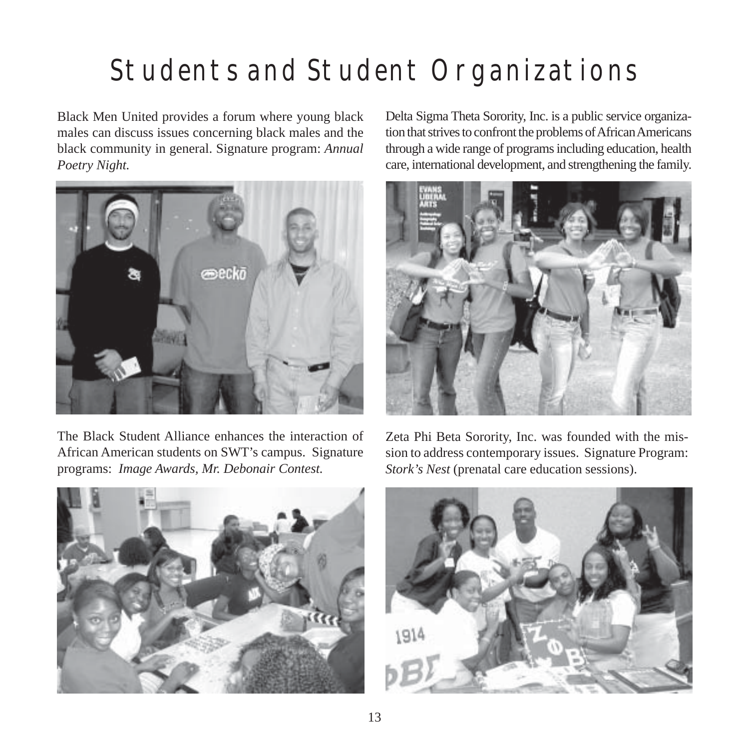# Students and Student Organizations

Black Men United provides a forum where young black males can discuss issues concerning black males and the black community in general. Signature program: *Annual Poetry Night.*

The Black Student Alliance enhances the interaction of African American students on SWT's campus. Signature programs: *Image Awards, Mr. Debonair Contest.*

Delta Sigma Theta Sorority, Inc. is a public service organization that strives to confront the problems of African Americans through a wide range of programs including education, health care, international development, and strengthening the family.

Zeta Phi Beta Sorority, Inc. was founded with the mission to address contemporary issues. Signature Program: *Stork's Nest* (prenatal care education sessions).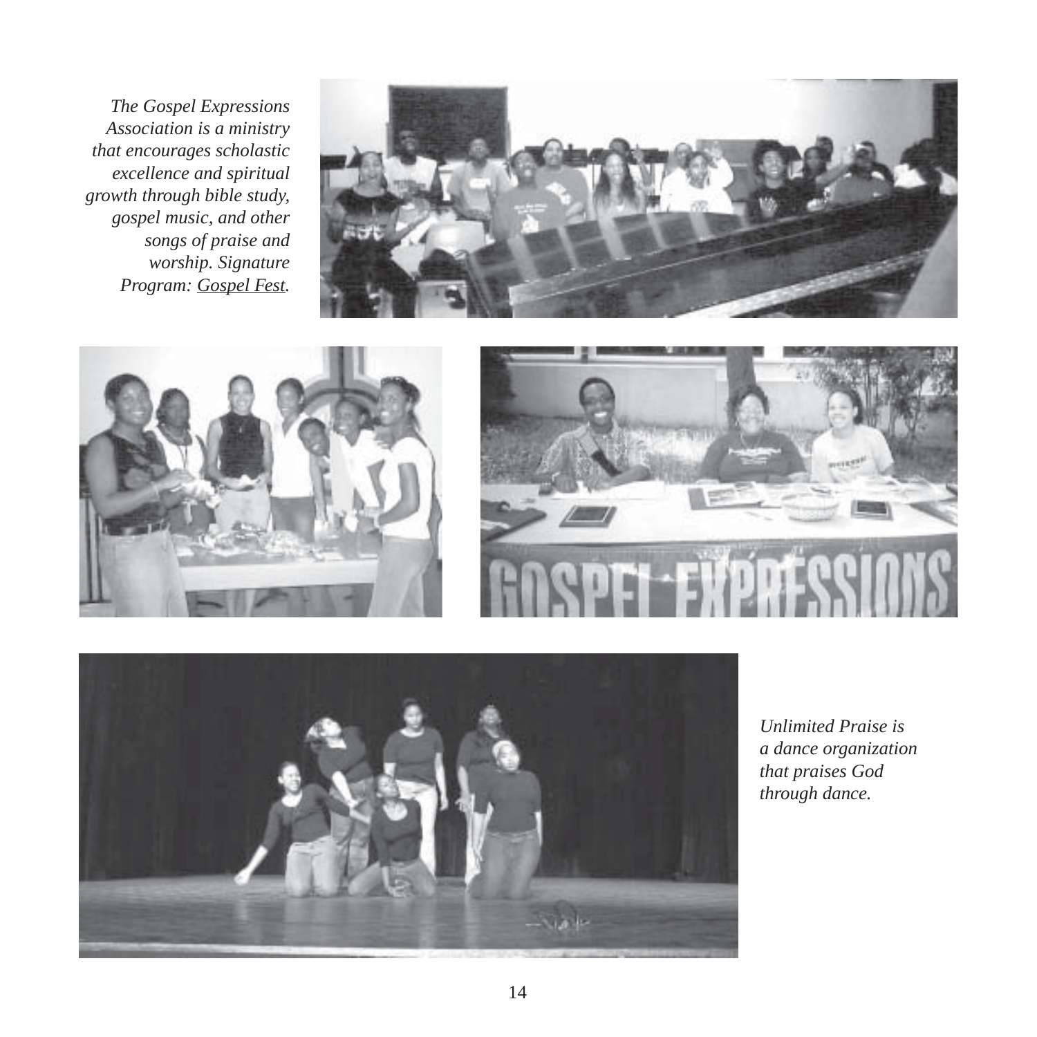*The Gospel Expressions Association is a ministry that encourages scholastic excellence and spiritual growth through bible study, gospel music, and other songs of praise and worship. Signature Program: Gospel Fest.*

*Unlimited Praise is a dance organization that praises God through dance.*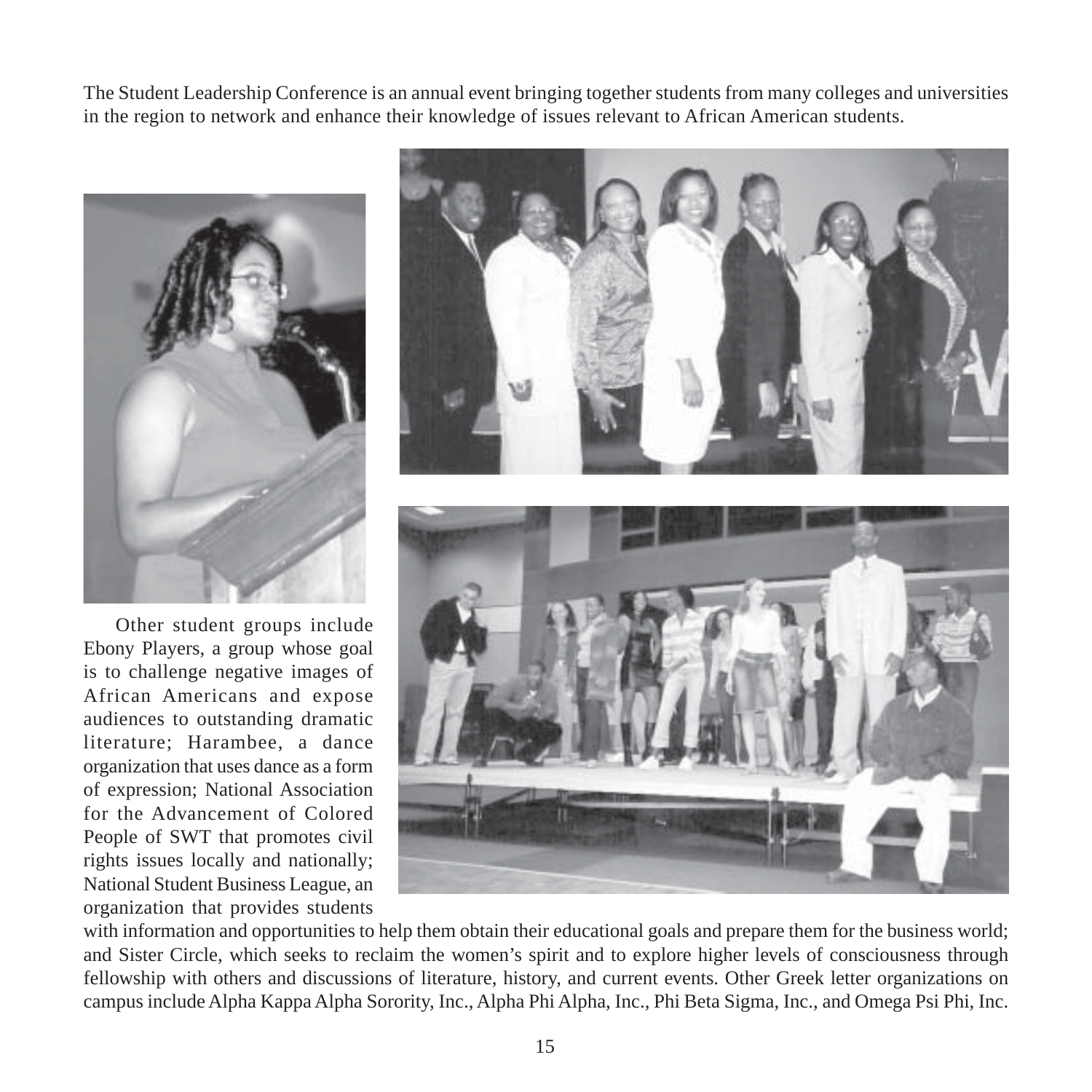The Student Leadership Conference is an annual event bringing together students from many colleges and universities in the region to network and enhance their knowledge of issues relevant to African American students.

Other student groups include Ebony Players, a group whose goal is to challenge negative images of African Americans and expose audiences to outstanding dramatic literature; Harambee, a dance organization that uses dance as a form of expression; National Association for the Advancement of Colored People of SWT that promotes civil rights issues locally and nationally; National Student Business League, an organization that provides students with information and opportunities to help them obtain their educational goals and prepare them for the business world; and Sister Circle, which seeks to reclaim the women's spirit and to explore higher levels of consciousness through fellowship with others and discussions of literature, history, and current events. Other Greek letter organizations on campus include Alpha Kappa Alpha Sorority, Inc., Alpha Phi Alpha, Inc., Phi Beta Sigma, Inc., and Omega Psi Phi, Inc.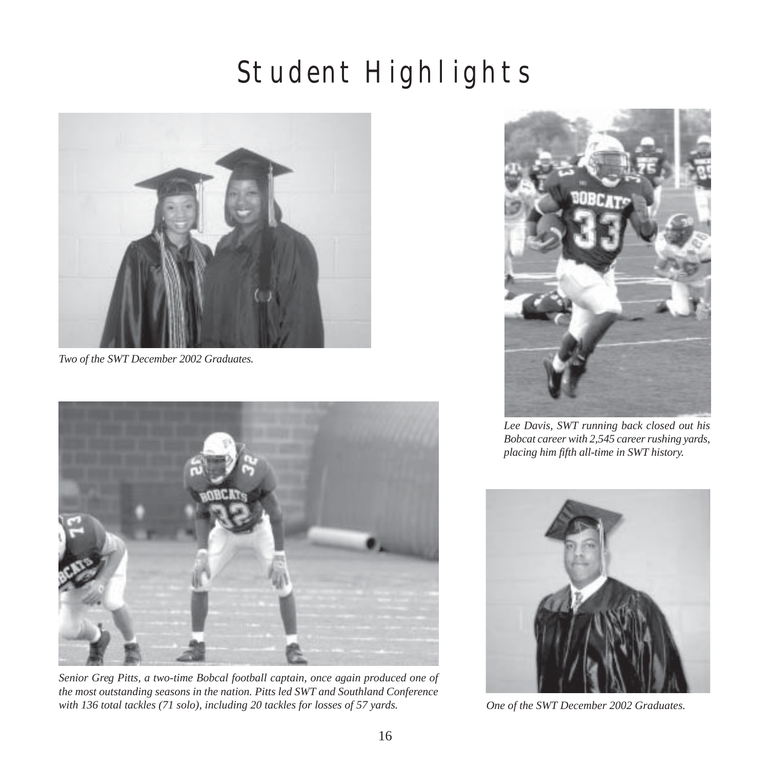# Student Highlights

*Two of the SWT December 2002 Graduates.*

*Lee Davis, SWT running back closed out his Bobcat career with 2,545 career rushing yards, placing him fifth all-time in SWT history.*

*Senior Greg Pitts, a two-time Bobcal football captain, once again produced one of the most outstanding seasons in the nation. Pitts led SWT and Southland Conference with 136 total tackles (71 solo), including 20 tackles for losses of 57 yards.*

*One of the SWT December 2002 Graduates.*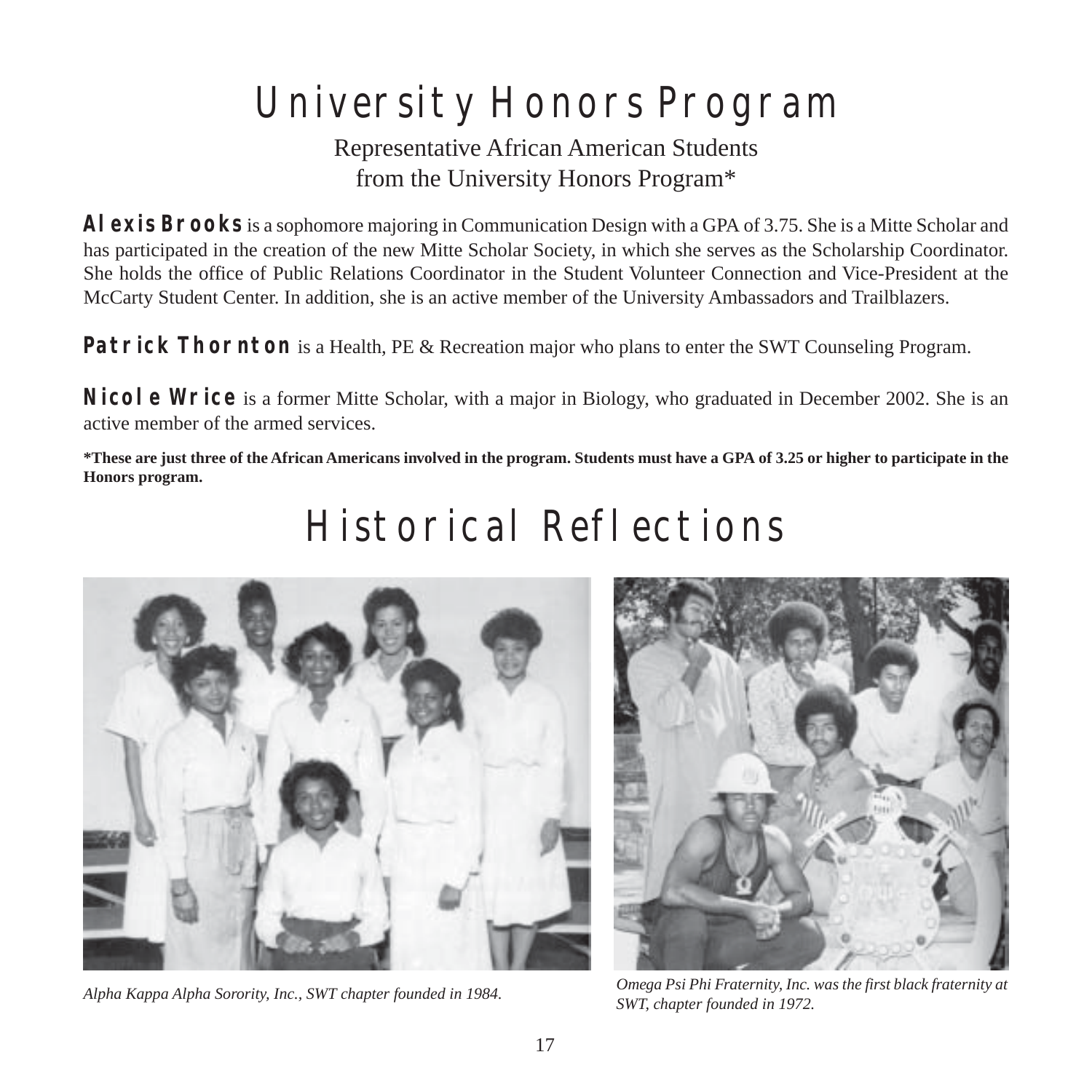# University Honors Program

Representative African American Students
from the University Honors Program*

**Alexis Brooks** is a sophomore majoring in Communication Design with a GPA of 3.75. She is a Mitte Scholar and has participated in the creation of the new Mitte Scholar Society, in which she serves as the Scholarship Coordinator. She holds the office of Public Relations Coordinator in the Student Volunteer Connection and Vice-President at the McCarty Student Center. In addition, she is an active member of the University Ambassadors and Trailblazers.

**Patrick Thornton** is a Health, PE & Recreation major who plans to enter the SWT Counseling Program.

**Nicole Wrice** is a former Mitte Scholar, with a major in Biology, who graduated in December 2002. She is an active member of the armed services.

**\*These are just three of the African Americans involved in the program. Students must have a GPA of 3.25 or higher to participate in the Honors program.**

# Historical Reflections

*Alpha Kappa Alpha Sorority, Inc., SWT chapter founded in 1984.*

*Omega Psi Phi Fraternity, Inc. was the first black fraternity at SWT, chapter founded in 1972.*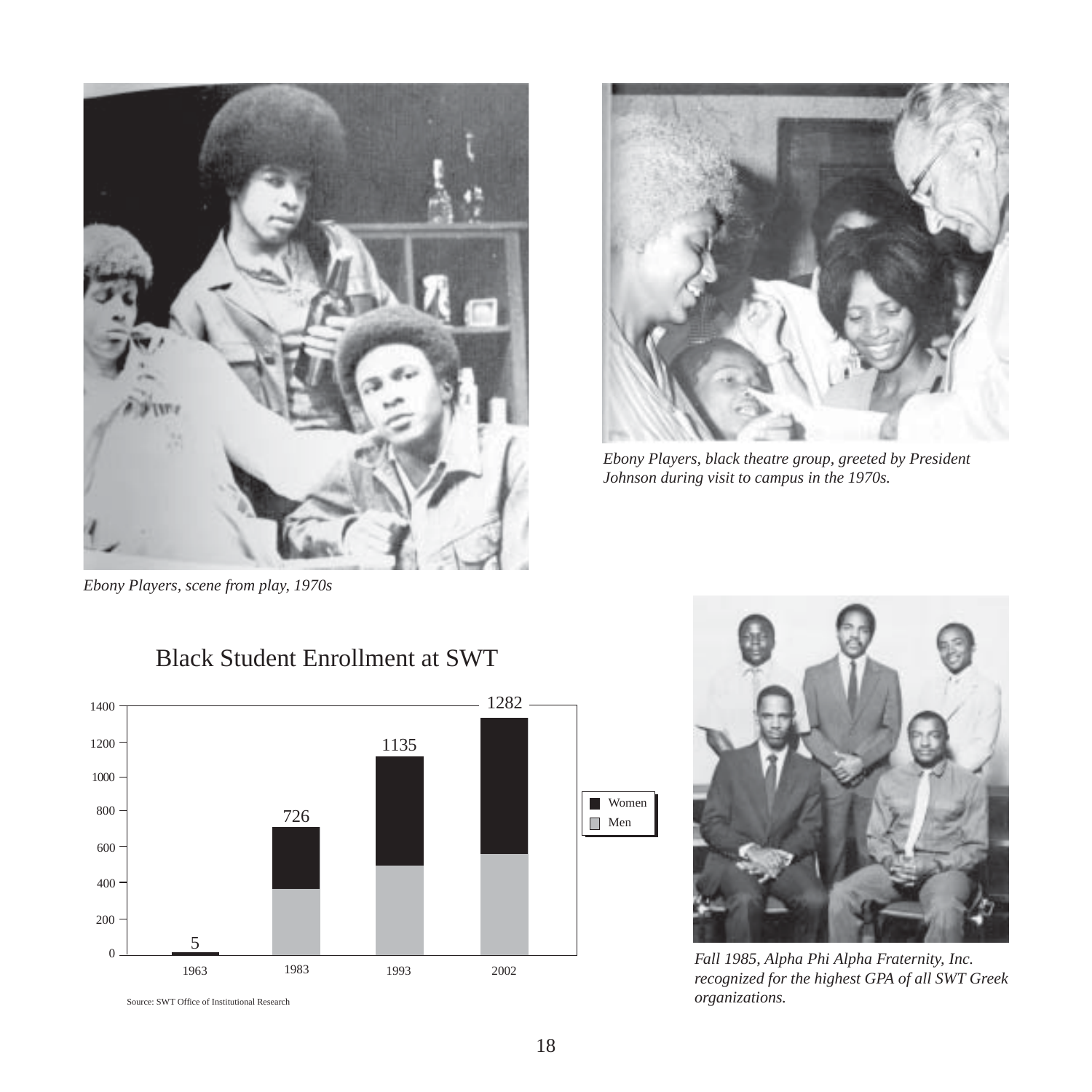*Ebony Players, scene from play, 1970s*

*Ebony Players, black theatre group, greeted by President Johnson during visit to campus in the 1970s.*

## Black Student Enrollment at SWT

| Year | Total |
|---|---|
| 1963 | 5 |
| 1983 | 726 |
| 1993 | 1135 |
| 2002 | 1282 |

Legend: Women, Men

Source: SWT Office of Institutional Research

*Fall 1985, Alpha Phi Alpha Fraternity, Inc. recognized for the highest GPA of all SWT Greek organizations.*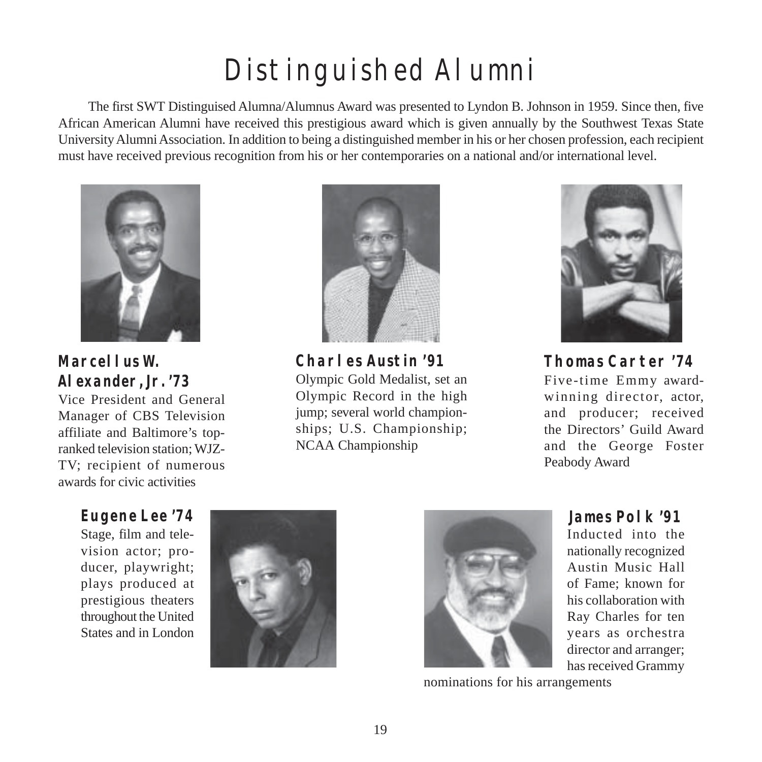# Distinguished Alumni

The first SWT Distinguised Alumna/Alumnus Award was presented to Lyndon B. Johnson in 1959. Since then, five African American Alumni have received this prestigious award which is given annually by the Southwest Texas State University Alumni Association. In addition to being a distinguished member in his or her chosen profession, each recipient must have received previous recognition from his or her contemporaries on a national and/or international level.

**Marcellus W. Alexander, Jr. '73**
Vice President and General Manager of CBS Television affiliate and Baltimore's top-ranked television station; WJZ-TV; recipient of numerous awards for civic activities

**Charles Austin '91**
Olympic Gold Medalist, set an Olympic Record in the high jump; several world championships; U.S. Championship; NCAA Championship

**Thomas Carter '74**
Five-time Emmy award-winning director, actor, and producer; received the Directors' Guild Award and the George Foster Peabody Award

**Eugene Lee '74**
Stage, film and television actor; producer, playwright; plays produced at prestigious theaters throughout the United States and in London

**James Polk '91**
Inducted into the nationally recognized Austin Music Hall of Fame; known for his collaboration with Ray Charles for ten years as orchestra director and arranger; has received Grammy nominations for his arrangements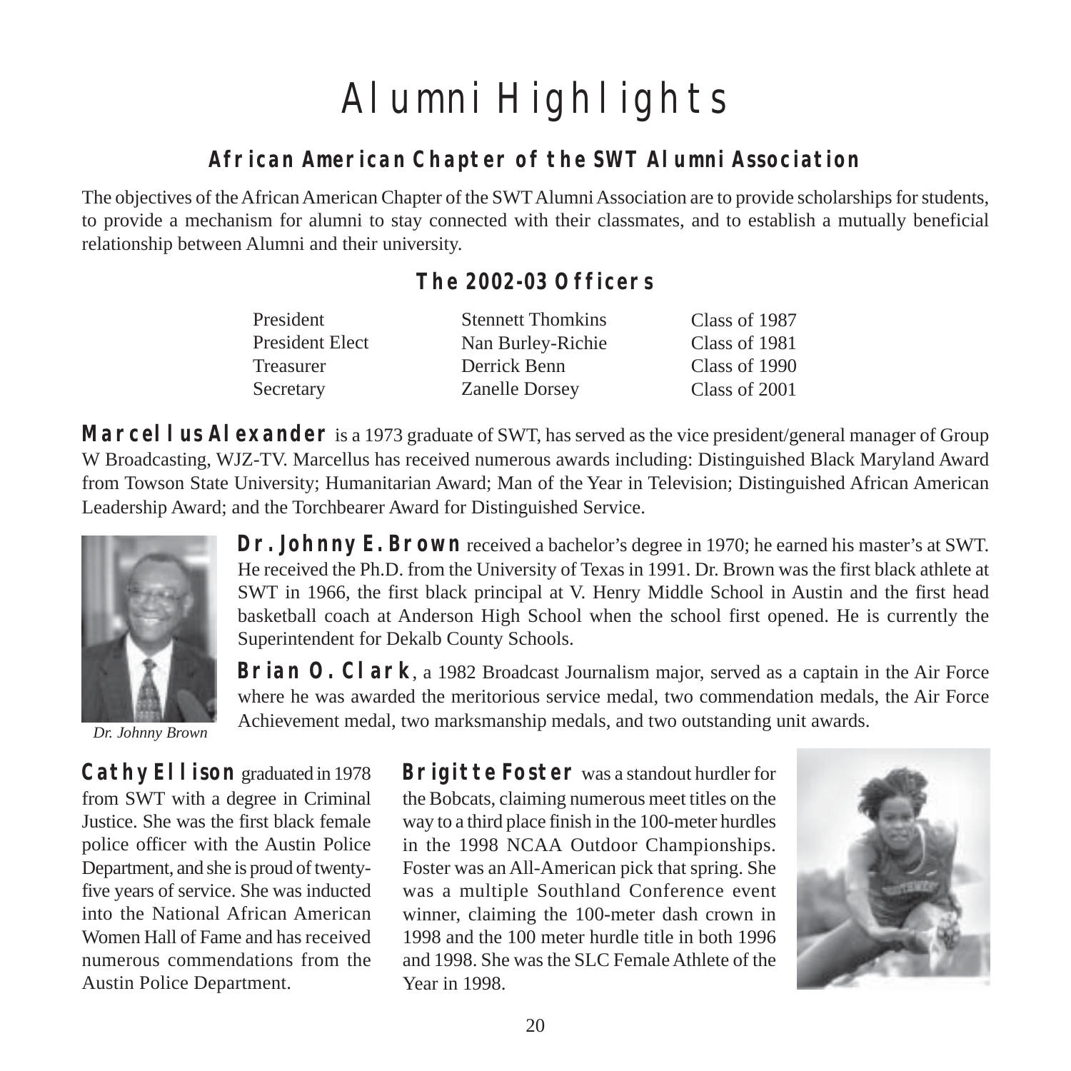# Alumni Highlights

## African American Chapter of the SWT Alumni Association

The objectives of the African American Chapter of the SWT Alumni Association are to provide scholarships for students, to provide a mechanism for alumni to stay connected with their classmates, and to establish a mutually beneficial relationship between Alumni and their university.

### The 2002-03 Officers

| | | |
|---|---|---|
| President | Stennett Thomkins | Class of 1987 |
| President Elect | Nan Burley-Richie | Class of 1981 |
| Treasurer | Derrick Benn | Class of 1990 |
| Secretary | Zanelle Dorsey | Class of 2001 |

**Marcellus Alexander** is a 1973 graduate of SWT, has served as the vice president/general manager of Group W Broadcasting, WJZ-TV. Marcellus has received numerous awards including: Distinguished Black Maryland Award from Towson State University; Humanitarian Award; Man of the Year in Television; Distinguished African American Leadership Award; and the Torchbearer Award for Distinguished Service.

*Dr. Johnny Brown*

**Dr. Johnny E. Brown** received a bachelor's degree in 1970; he earned his master's at SWT. He received the Ph.D. from the University of Texas in 1991. Dr. Brown was the first black athlete at SWT in 1966, the first black principal at V. Henry Middle School in Austin and the first head basketball coach at Anderson High School when the school first opened. He is currently the Superintendent for Dekalb County Schools.

**Brian O. Clark**, a 1982 Broadcast Journalism major, served as a captain in the Air Force where he was awarded the meritorious service medal, two commendation medals, the Air Force Achievement medal, two marksmanship medals, and two outstanding unit awards.

**Cathy Ellison** graduated in 1978 from SWT with a degree in Criminal Justice. She was the first black female police officer with the Austin Police Department, and she is proud of twenty-five years of service. She was inducted into the National African American Women Hall of Fame and has received numerous commendations from the Austin Police Department.

**Brigitte Foster** was a standout hurdler for the Bobcats, claiming numerous meet titles on the way to a third place finish in the 100-meter hurdles in the 1998 NCAA Outdoor Championships. Foster was an All-American pick that spring. She was a multiple Southland Conference event winner, claiming the 100-meter dash crown in 1998 and the 100 meter hurdle title in both 1996 and 1998. She was the SLC Female Athlete of the Year in 1998.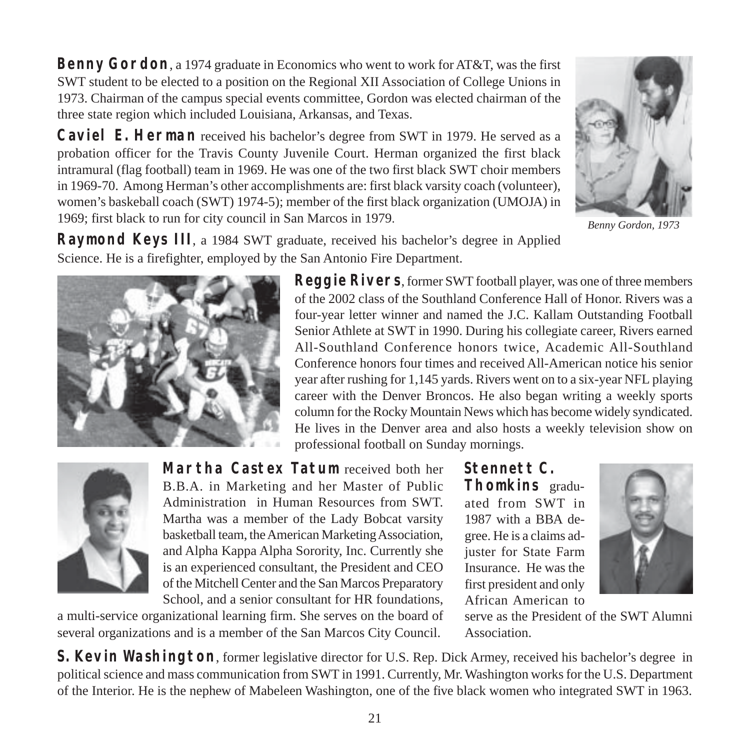**Benny Gordon**, a 1974 graduate in Economics who went to work for AT&T, was the first SWT student to be elected to a position on the Regional XII Association of College Unions in 1973. Chairman of the campus special events committee, Gordon was elected chairman of the three state region which included Louisiana, Arkansas, and Texas.

*Benny Gordon, 1973*

**Caviel E. Herman** received his bachelor's degree from SWT in 1979. He served as a probation officer for the Travis County Juvenile Court. Herman organized the first black intramural (flag football) team in 1969. He was one of the two first black SWT choir members in 1969-70. Among Herman's other accomplishments are: first black varsity coach (volunteer), women's basketball coach (SWT) 1974-5); member of the first black organization (UMOJA) in 1969; first black to run for city council in San Marcos in 1979.

**Raymond Keys III**, a 1984 SWT graduate, received his bachelor's degree in Applied Science. He is a firefighter, employed by the San Antonio Fire Department.

**Reggie Rivers**, former SWT football player, was one of three members of the 2002 class of the Southland Conference Hall of Honor. Rivers was a four-year letter winner and named the J.C. Kallam Outstanding Football Senior Athlete at SWT in 1990. During his collegiate career, Rivers earned All-Southland Conference honors twice, Academic All-Southland Conference honors four times and received All-American notice his senior year after rushing for 1,145 yards. Rivers went on to a six-year NFL playing career with the Denver Broncos. He also began writing a weekly sports column for the Rocky Mountain News which has become widely syndicated. He lives in the Denver area and also hosts a weekly television show on professional football on Sunday mornings.

**Martha Castex Tatum** received both her B.B.A. in Marketing and her Master of Public Administration in Human Resources from SWT. Martha was a member of the Lady Bobcat varsity basketball team, the American Marketing Association, and Alpha Kappa Alpha Sorority, Inc. Currently she is an experienced consultant, the President and CEO of the Mitchell Center and the San Marcos Preparatory School, and a senior consultant for HR foundations, a multi-service organizational learning firm. She serves on the board of several organizations and is a member of the San Marcos City Council.

**Stennett C. Thomkins** graduated from SWT in 1987 with a BBA degree. He is a claims adjuster for State Farm Insurance. He was the first president and only African American to serve as the President of the SWT Alumni Association.

**S. Kevin Washington**, former legislative director for U.S. Rep. Dick Armey, received his bachelor's degree in political science and mass communication from SWT in 1991. Currently, Mr. Washington works for the U.S. Department of the Interior. He is the nephew of Mabeleen Washington, one of the five black women who integrated SWT in 1963.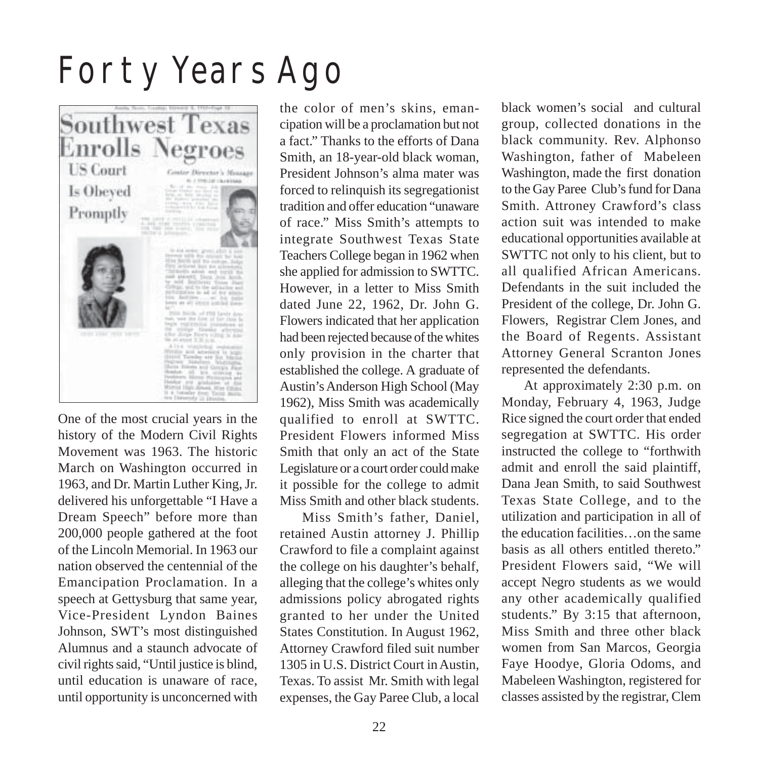# Forty Years Ago

One of the most crucial years in the history of the Modern Civil Rights Movement was 1963. The historic March on Washington occurred in 1963, and Dr. Martin Luther King, Jr. delivered his unforgettable "I Have a Dream Speech" before more than 200,000 people gathered at the foot of the Lincoln Memorial. In 1963 our nation observed the centennial of the Emancipation Proclamation. In a speech at Gettysburg that same year, Vice-President Lyndon Baines Johnson, SWT's most distinguished Alumnus and a staunch advocate of civil rights said, "Until justice is blind, until education is unaware of race, until opportunity is unconcerned with the color of men's skins, emancipation will be a proclamation but not a fact." Thanks to the efforts of Dana Smith, an 18-year-old black woman, President Johnson's alma mater was forced to relinquish its segregationist tradition and offer education "unaware of race." Miss Smith's attempts to integrate Southwest Texas State Teachers College began in 1962 when she applied for admission to SWTTC. However, in a letter to Miss Smith dated June 22, 1962, Dr. John G. Flowers indicated that her application had been rejected because of the whites only provision in the charter that established the college. A graduate of Austin's Anderson High School (May 1962), Miss Smith was academically qualified to enroll at SWTTC. President Flowers informed Miss Smith that only an act of the State Legislature or a court order could make it possible for the college to admit Miss Smith and other black students.

Miss Smith's father, Daniel, retained Austin attorney J. Phillip Crawford to file a complaint against the college on his daughter's behalf, alleging that the college's whites only admissions policy abrogated rights granted to her under the United States Constitution. In August 1962, Attorney Crawford filed suit number 1305 in U.S. District Court in Austin, Texas. To assist Mr. Smith with legal expenses, the Gay Paree Club, a local black women's social and cultural group, collected donations in the black community. Rev. Alphonso Washington, father of Mabeleen Washington, made the first donation to the Gay Paree Club's fund for Dana Smith. Attroney Crawford's class action suit was intended to make educational opportunities available at SWTTC not only to his client, but to all qualified African Americans. Defendants in the suit included the President of the college, Dr. John G. Flowers, Registrar Clem Jones, and the Board of Regents. Assistant Attorney General Scranton Jones represented the defendants.

At approximately 2:30 p.m. on Monday, February 4, 1963, Judge Rice signed the court order that ended segregation at SWTTC. His order instructed the college to "forthwith admit and enroll the said plaintiff, Dana Jean Smith, to said Southwest Texas State College, and to the utilization and participation in all of the education facilities…on the same basis as all others entitled thereto." President Flowers said, "We will accept Negro students as we would any other academically qualified students." By 3:15 that afternoon, Miss Smith and three other black women from San Marcos, Georgia Faye Hoodye, Gloria Odoms, and Mabeleen Washington, registered for classes assisted by the registrar, Clem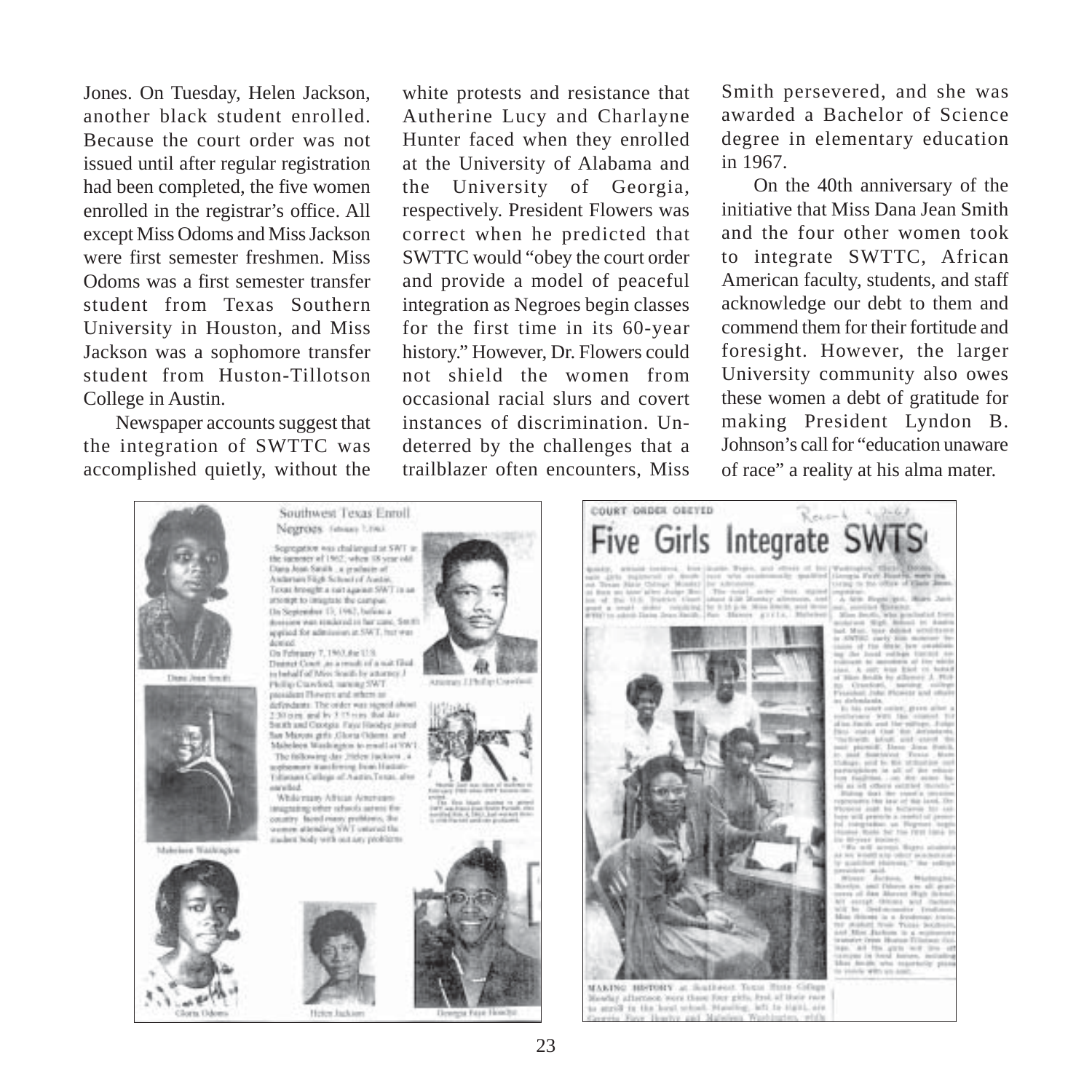Jones. On Tuesday, Helen Jackson, another black student enrolled. Because the court order was not issued until after regular registration had been completed, the five women enrolled in the registrar's office. All except Miss Odoms and Miss Jackson were first semester freshmen. Miss Odoms was a first semester transfer student from Texas Southern University in Houston, and Miss Jackson was a sophomore transfer student from Huston-Tillotson College in Austin.

Newspaper accounts suggest that the integration of SWTTC was accomplished quietly, without the white protests and resistance that Autherine Lucy and Charlayne Hunter faced when they enrolled at the University of Alabama and the University of Georgia, respectively. President Flowers was correct when he predicted that SWTTC would "obey the court order and provide a model of peaceful integration as Negroes begin classes for the first time in its 60-year history." However, Dr. Flowers could not shield the women from occasional racial slurs and covert instances of discrimination. Undeterred by the challenges that a trailblazer often encounters, Miss Smith persevered, and she was awarded a Bachelor of Science degree in elementary education in 1967.

On the 40th anniversary of the initiative that Miss Dana Jean Smith and the four other women took to integrate SWTTC, African American faculty, students, and staff acknowledge our debt to them and commend them for their fortitude and foresight. However, the larger University community also owes these women a debt of gratitude for making President Lyndon B. Johnson's call for "education unaware of race" a reality at his alma mater.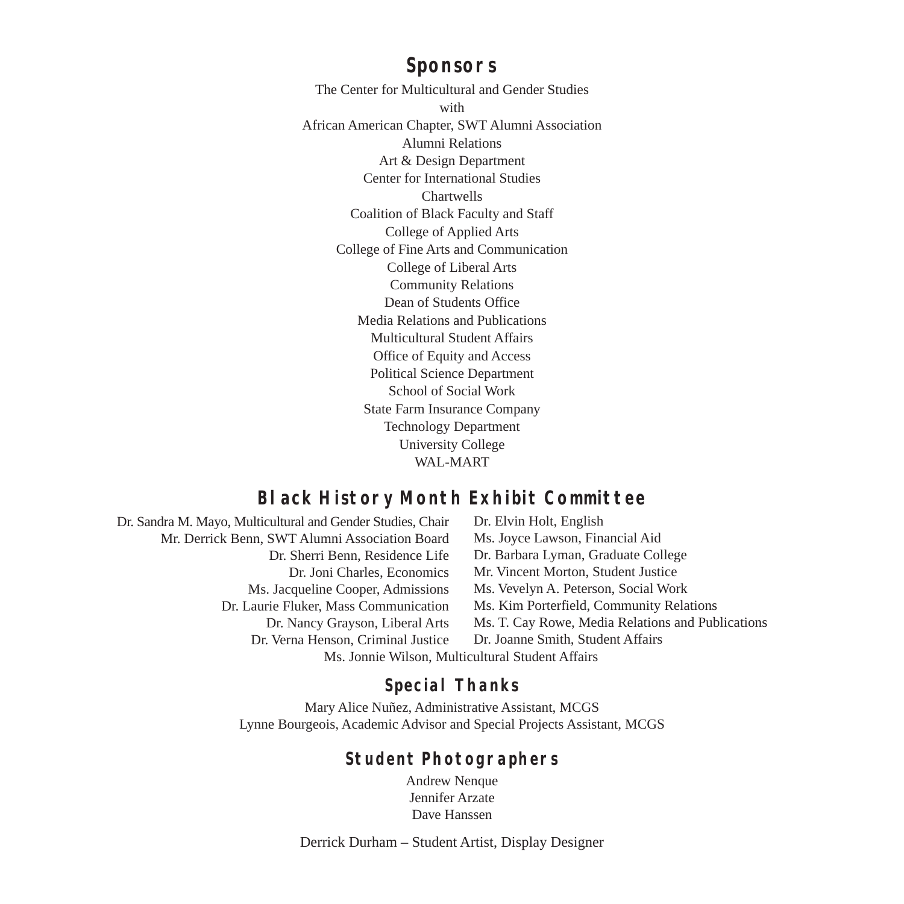## Sponsors

The Center for Multicultural and Gender Studies
with
African American Chapter, SWT Alumni Association
Alumni Relations
Art & Design Department
Center for International Studies
Chartwells
Coalition of Black Faculty and Staff
College of Applied Arts
College of Fine Arts and Communication
College of Liberal Arts
Community Relations
Dean of Students Office
Media Relations and Publications
Multicultural Student Affairs
Office of Equity and Access
Political Science Department
School of Social Work
State Farm Insurance Company
Technology Department
University College
WAL-MART

## Black History Month Exhibit Committee

Dr. Sandra M. Mayo, Multicultural and Gender Studies, Chair
Mr. Derrick Benn, SWT Alumni Association Board
Dr. Sherri Benn, Residence Life
Dr. Joni Charles, Economics
Ms. Jacqueline Cooper, Admissions
Dr. Laurie Fluker, Mass Communication
Dr. Nancy Grayson, Liberal Arts
Dr. Verna Henson, Criminal Justice
Dr. Elvin Holt, English
Ms. Joyce Lawson, Financial Aid
Dr. Barbara Lyman, Graduate College
Mr. Vincent Morton, Student Justice
Ms. Vevelyn A. Peterson, Social Work
Ms. Kim Porterfield, Community Relations
Ms. T. Cay Rowe, Media Relations and Publications
Dr. Joanne Smith, Student Affairs
Ms. Jonnie Wilson, Multicultural Student Affairs

## Special Thanks

Mary Alice Nuñez, Administrative Assistant, MCGS
Lynne Bourgeois, Academic Advisor and Special Projects Assistant, MCGS

## Student Photographers

Andrew Nenque
Jennifer Arzate
Dave Hanssen

Derrick Durham – Student Artist, Display Designer